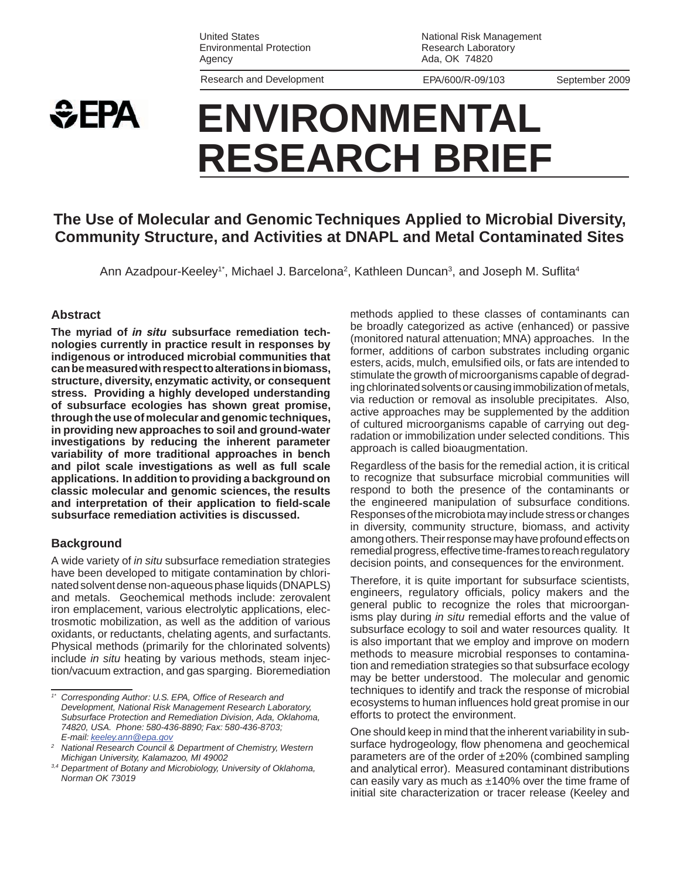United States Environmental Protection Agency

National Risk Management Research Laboratory
Ada, OK 74820

Research and Development | EPA/600/R-09/103 | September 2009

# ENVIRONMENTAL RESEARCH BRIEF

## The Use of Molecular and Genomic Techniques Applied to Microbial Diversity, Community Structure, and Activities at DNAPL and Metal Contaminated Sites

Ann Azadpour-Keeley[1*], Michael J. Barcelona[2], Kathleen Duncan[3], and Joseph M. Suflita[4]

### Abstract

**The myriad of *in situ* subsurface remediation technologies currently in practice result in responses by indigenous or introduced microbial communities that can be measured with respect to alterations in biomass, structure, diversity, enzymatic activity, or consequent stress. Providing a highly developed understanding of subsurface ecologies has shown great promise, through the use of molecular and genomic techniques, in providing new approaches to soil and ground-water investigations by reducing the inherent parameter variability of more traditional approaches in bench and pilot scale investigations as well as full scale applications. In addition to providing a background on classic molecular and genomic sciences, the results and interpretation of their application to field-scale subsurface remediation activities is discussed.**

### Background

A wide variety of *in situ* subsurface remediation strategies have been developed to mitigate contamination by chlorinated solvent dense non-aqueous phase liquids (DNAPLS) and metals. Geochemical methods include: zerovalent iron emplacement, various electrolytic applications, electrosmotic mobilization, as well as the addition of various oxidants, or reductants, chelating agents, and surfactants. Physical methods (primarily for the chlorinated solvents) include *in situ* heating by various methods, steam injection/vacuum extraction, and gas sparging. Bioremediation methods applied to these classes of contaminants can be broadly categorized as active (enhanced) or passive (monitored natural attenuation; MNA) approaches. In the former, additions of carbon substrates including organic esters, acids, mulch, emulsified oils, or fats are intended to stimulate the growth of microorganisms capable of degrading chlorinated solvents or causing immobilization of metals, via reduction or removal as insoluble precipitates. Also, active approaches may be supplemented by the addition of cultured microorganisms capable of carrying out degradation or immobilization under selected conditions. This approach is called bioaugmentation.

Regardless of the basis for the remedial action, it is critical to recognize that subsurface microbial communities will respond to both the presence of the contaminants or the engineered manipulation of subsurface conditions. Responses of the microbiota may include stress or changes in diversity, community structure, biomass, and activity among others. Their response may have profound effects on remedial progress, effective time-frames to reach regulatory decision points, and consequences for the environment.

Therefore, it is quite important for subsurface scientists, engineers, regulatory officials, policy makers and the general public to recognize the roles that microorganisms play during *in situ* remedial efforts and the value of subsurface ecology to soil and water resources quality. It is also important that we employ and improve on modern methods to measure microbial responses to contamination and remediation strategies so that subsurface ecology may be better understood. The molecular and genomic techniques to identify and track the response of microbial ecosystems to human influences hold great promise in our efforts to protect the environment.

One should keep in mind that the inherent variability in subsurface hydrogeology, flow phenomena and geochemical parameters are of the order of ±20% (combined sampling and analytical error). Measured contaminant distributions can easily vary as much as ±140% over the time frame of initial site characterization or tracer release (Keeley and

---

[1*] *Corresponding Author: U.S. EPA, Office of Research and Development, National Risk Management Research Laboratory, Subsurface Protection and Remediation Division, Ada, Oklahoma, 74820, USA. Phone: 580-436-8890; Fax: 580-436-8703; E-mail: keeley.ann@epa.gov*

[2] *National Research Council & Department of Chemistry, Western Michigan University, Kalamazoo, MI 49002*

[3,4] *Department of Botany and Microbiology, University of Oklahoma, Norman OK 73019*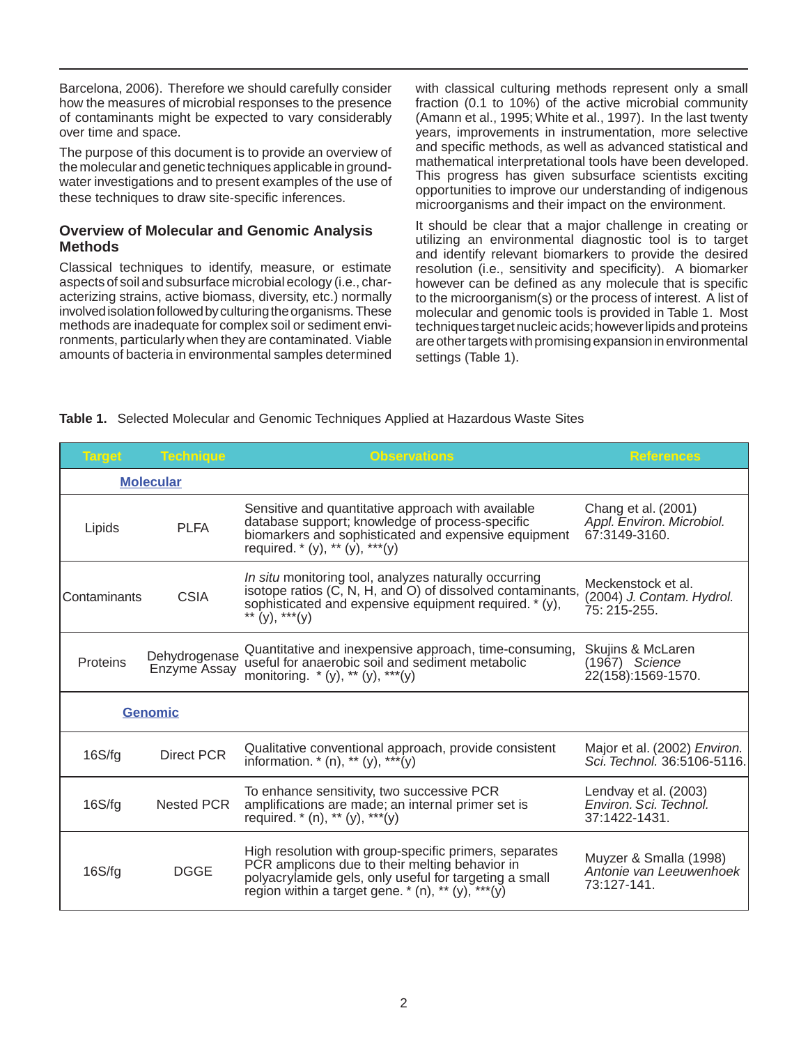Barcelona, 2006). Therefore we should carefully consider how the measures of microbial responses to the presence of contaminants might be expected to vary considerably over time and space.

The purpose of this document is to provide an overview of the molecular and genetic techniques applicable in ground-water investigations and to present examples of the use of these techniques to draw site-specific inferences.

## Overview of Molecular and Genomic Analysis Methods

Classical techniques to identify, measure, or estimate aspects of soil and subsurface microbial ecology (i.e., characterizing strains, active biomass, diversity, etc.) normally involved isolation followed by culturing the organisms. These methods are inadequate for complex soil or sediment environments, particularly when they are contaminated. Viable amounts of bacteria in environmental samples determined with classical culturing methods represent only a small fraction (0.1 to 10%) of the active microbial community (Amann et al., 1995; White et al., 1997). In the last twenty years, improvements in instrumentation, more selective and specific methods, as well as advanced statistical and mathematical interpretational tools have been developed. This progress has given subsurface scientists exciting opportunities to improve our understanding of indigenous microorganisms and their impact on the environment.

It should be clear that a major challenge in creating or utilizing an environmental diagnostic tool is to target and identify relevant biomarkers to provide the desired resolution (i.e., sensitivity and specificity). A biomarker however can be defined as any molecule that is specific to the microorganism(s) or the process of interest. A list of molecular and genomic tools is provided in Table 1. Most techniques target nucleic acids; however lipids and proteins are other targets with promising expansion in environmental settings (Table 1).

**Table 1.** Selected Molecular and Genomic Techniques Applied at Hazardous Waste Sites

| Target | Technique | Observations | References |
|---|---|---|---|
| **Molecular** | | | |
| Lipids | PLFA | Sensitive and quantitative approach with available database support; knowledge of process-specific biomarkers and sophisticated and expensive equipment required. * (y), ** (y), ***(y) | Chang et al. (2001) *Appl. Environ. Microbiol.* 67:3149-3160. |
| Contaminants | CSIA | *In situ* monitoring tool, analyzes naturally occurring isotope ratios (C, N, H, and O) of dissolved contaminants, sophisticated and expensive equipment required. * (y), ** (y), ***(y) | Meckenstock et al. (2004) *J. Contam. Hydrol.* 75: 215-255. |
| Proteins | Dehydrogenase Enzyme Assay | Quantitative and inexpensive approach, time-consuming, useful for anaerobic soil and sediment metabolic monitoring. * (y), ** (y), ***(y) | Skujins & McLaren (1967) *Science* 22(158):1569-1570. |
| **Genomic** | | | |
| 16S/fg | Direct PCR | Qualitative conventional approach, provide consistent information. * (n), ** (y), ***(y) | Major et al. (2002) *Environ. Sci. Technol.* 36:5106-5116. |
| 16S/fg | Nested PCR | To enhance sensitivity, two successive PCR amplifications are made; an internal primer set is required. * (n), ** (y), ***(y) | Lendvay et al. (2003) *Environ. Sci. Technol.* 37:1422-1431. |
| 16S/fg | DGGE | High resolution with group-specific primers, separates PCR amplicons due to their melting behavior in polyacrylamide gels, only useful for targeting a small region within a target gene. * (n), ** (y), ***(y) | Muyzer & Smalla (1998) *Antonie van Leeuwenhoek* 73:127-141. |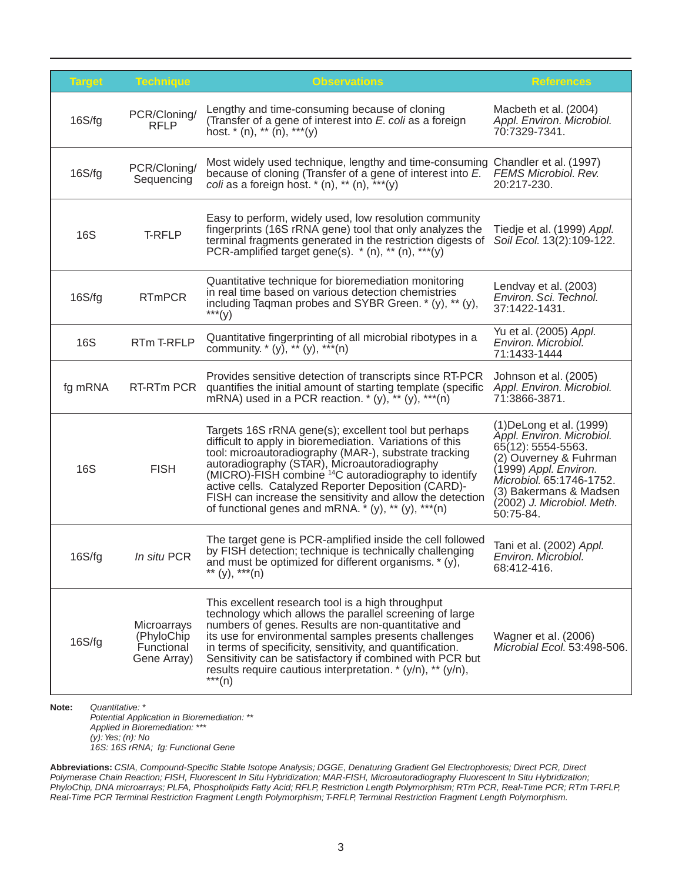| Target | Technique | Observations | References |
|---|---|---|---|
| 16S/fg | PCR/Cloning/ RFLP | Lengthy and time-consuming because of cloning (Transfer of a gene of interest into *E. coli* as a foreign host. * (n), ** (n), ***(y) | Macbeth et al. (2004) *Appl. Environ. Microbiol.* 70:7329-7341. |
| 16S/fg | PCR/Cloning/ Sequencing | Most widely used technique, lengthy and time-consuming because of cloning (Transfer of a gene of interest into *E. coli* as a foreign host. * (n), ** (n), ***(y) | Chandler et al. (1997) *FEMS Microbiol. Rev.* 20:217-230. |
| 16S | T-RFLP | Easy to perform, widely used, low resolution community fingerprints (16S rRNA gene) tool that only analyzes the terminal fragments generated in the restriction digests of PCR-amplified target gene(s). * (n), ** (n), ***(y) | Tiedje et al. (1999) *Appl. Soil Ecol.* 13(2):109-122. |
| 16S/fg | RTmPCR | Quantitative technique for bioremediation monitoring in real time based on various detection chemistries including Taqman probes and SYBR Green. * (y), ** (y), ***(y) | Lendvay et al. (2003) *Environ. Sci. Technol.* 37:1422-1431. |
| 16S | RTm T-RFLP | Quantitative fingerprinting of all microbial ribotypes in a community. * (y), ** (y), ***(n) | Yu et al. (2005) *Appl. Environ. Microbiol.* 71:1433-1444 |
| fg mRNA | RT-RTm PCR | Provides sensitive detection of transcripts since RT-PCR quantifies the initial amount of starting template (specific mRNA) used in a PCR reaction. * (y), ** (y), ***(n) | Johnson et al. (2005) *Appl. Environ. Microbiol.* 71:3866-3871. |
| 16S | FISH | Targets 16S rRNA gene(s); excellent tool but perhaps difficult to apply in bioremediation. Variations of this tool: microautoradiography (MAR-), substrate tracking autoradiography (STAR), Microautoradiography (MICRO)-FISH combine $^{14}$C autoradiography to identify active cells. Catalyzed Reporter Deposition (CARD)-FISH can increase the sensitivity and allow the detection of functional genes and mRNA. * (y), ** (y), ***(n) | (1)DeLong et al. (1999) *Appl. Environ. Microbiol.* 65(12): 5554-5563. (2) Ouverney & Fuhrman (1999) *Appl. Environ. Microbiol.* 65:1746-1752. (3) Bakermans & Madsen (2002) *J. Microbiol. Meth.* 50:75-84. |
| 16S/fg | *In situ* PCR | The target gene is PCR-amplified inside the cell followed by FISH detection; technique is technically challenging and must be optimized for different organisms. * (y), ** (y), ***(n) | Tani et al. (2002) *Appl. Environ. Microbiol.* 68:412-416. |
| 16S/fg | Microarrays (PhyloChip Functional Gene Array) | This excellent research tool is a high throughput technology which allows the parallel screening of large numbers of genes. Results are non-quantitative and its use for environmental samples presents challenges in terms of specificity, sensitivity, and quantification. Sensitivity can be satisfactory if combined with PCR but results require cautious interpretation. * (y/n), ** (y/n), ***(n) | Wagner et al. (2006) *Microbial Ecol.* 53:498-506. |

**Note:** *Quantitative: \**
*Potential Application in Bioremediation: \*\**
*Applied in Bioremediation: \*\*\**
*(y): Yes; (n): No*
*16S: 16S rRNA; fg: Functional Gene*

**Abbreviations:** *CSIA, Compound-Specific Stable Isotope Analysis; DGGE, Denaturing Gradient Gel Electrophoresis; Direct PCR, Direct Polymerase Chain Reaction; FISH, Fluorescent In Situ Hybridization; MAR-FISH, Microautoradiography Fluorescent In Situ Hybridization; PhyloChip, DNA microarrays; PLFA, Phospholipids Fatty Acid; RFLP, Restriction Length Polymorphism; RTm PCR, Real-Time PCR; RTm T-RFLP, Real-Time PCR Terminal Restriction Fragment Length Polymorphism; T-RFLP, Terminal Restriction Fragment Length Polymorphism.*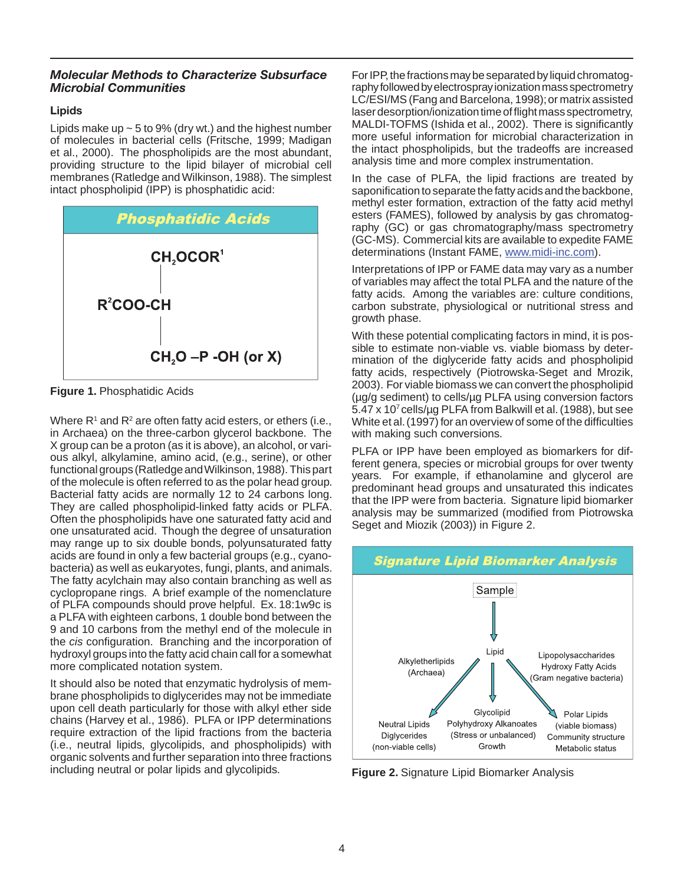### *Molecular Methods to Characterize Subsurface Microbial Communities*

#### Lipids

Lipids make up ~ 5 to 9% (dry wt.) and the highest number of molecules in bacterial cells (Fritsche, 1999; Madigan et al., 2000). The phospholipids are the most abundant, providing structure to the lipid bilayer of microbial cell membranes (Ratledge and Wilkinson, 1988). The simplest intact phospholipid (IPP) is phosphatidic acid:

**Phosphatidic Acids**

$$
\begin{array}{l}
\quad CH_2OCOR^1 \\
\quad\;\; | \\
R^2COO\text{-}CH \\
\quad\;\; | \\
\quad CH_2O - P\text{ -}OH \text{ (or X)}
\end{array}
$$

**Figure 1.** Phosphatidic Acids

Where $R^1$ and $R^2$ are often fatty acid esters, or ethers (i.e., in Archaea) on the three-carbon glycerol backbone. The X group can be a proton (as it is above), an alcohol, or various alkyl, alkylamine, amino acid, (e.g., serine), or other functional groups (Ratledge and Wilkinson, 1988). This part of the molecule is often referred to as the polar head group. Bacterial fatty acids are normally 12 to 24 carbons long. They are called phospholipid-linked fatty acids or PLFA. Often the phospholipids have one saturated fatty acid and one unsaturated acid. Though the degree of unsaturation may range up to six double bonds, polyunsaturated fatty acids are found in only a few bacterial groups (e.g., cyanobacteria) as well as eukaryotes, fungi, plants, and animals. The fatty acylchain may also contain branching as well as cyclopropane rings. A brief example of the nomenclature of PLFA compounds should prove helpful. Ex. 18:1w9c is a PLFA with eighteen carbons, 1 double bond between the 9 and 10 carbons from the methyl end of the molecule in the *cis* configuration. Branching and the incorporation of hydroxyl groups into the fatty acid chain call for a somewhat more complicated notation system.

It should also be noted that enzymatic hydrolysis of membrane phospholipids to diglycerides may not be immediate upon cell death particularly for those with alkyl ether side chains (Harvey et al., 1986). PLFA or IPP determinations require extraction of the lipid fractions from the bacteria (i.e., neutral lipids, glycolipids, and phospholipids) with organic solvents and further separation into three fractions including neutral or polar lipids and glycolipids.

For IPP, the fractions may be separated by liquid chromatography followed by electrospray ionization mass spectrometry LC/ESI/MS (Fang and Barcelona, 1998); or matrix assisted laser desorption/ionization time of flight mass spectrometry, MALDI-TOFMS (Ishida et al., 2002). There is significantly more useful information for microbial characterization in the intact phospholipids, but the tradeoffs are increased analysis time and more complex instrumentation.

In the case of PLFA, the lipid fractions are treated by saponification to separate the fatty acids and the backbone, methyl ester formation, extraction of the fatty acid methyl esters (FAMES), followed by analysis by gas chromatography (GC) or gas chromatography/mass spectrometry (GC-MS). Commercial kits are available to expedite FAME determinations (Instant FAME, www.midi-inc.com).

Interpretations of IPP or FAME data may vary as a number of variables may affect the total PLFA and the nature of the fatty acids. Among the variables are: culture conditions, carbon substrate, physiological or nutritional stress and growth phase.

With these potential complicating factors in mind, it is possible to estimate non-viable vs. viable biomass by determination of the diglyceride fatty acids and phospholipid fatty acids, respectively (Piotrowska-Seget and Mrozik, 2003). For viable biomass we can convert the phospholipid (µg/g sediment) to cells/µg PLFA using conversion factors $5.47 \times 10^7$ cells/µg PLFA from Balkwill et al. (1988), but see White et al. (1997) for an overview of some of the difficulties with making such conversions.

PLFA or IPP have been employed as biomarkers for different genera, species or microbial groups for over twenty years. For example, if ethanolamine and glycerol are predominant head groups and unsaturated this indicates that the IPP were from bacteria. Signature lipid biomarker analysis may be summarized (modified from Piotrowska Seget and Miozik (2003)) in Figure 2.

**Signature Lipid Biomarker Analysis**

Sample → Lipid

- Alkyletherlipids (Archaea) → Neutral Lipids, Diglycerides (non-viable cells)
- Glycolipid, Polyhydroxy Alkanoates (Stress or unbalanced) Growth
- Lipopolysaccharides, Hydroxy Fatty Acids (Gram negative bacteria) → Polar Lipids (viable biomass), Community structure, Metabolic status

**Figure 2.** Signature Lipid Biomarker Analysis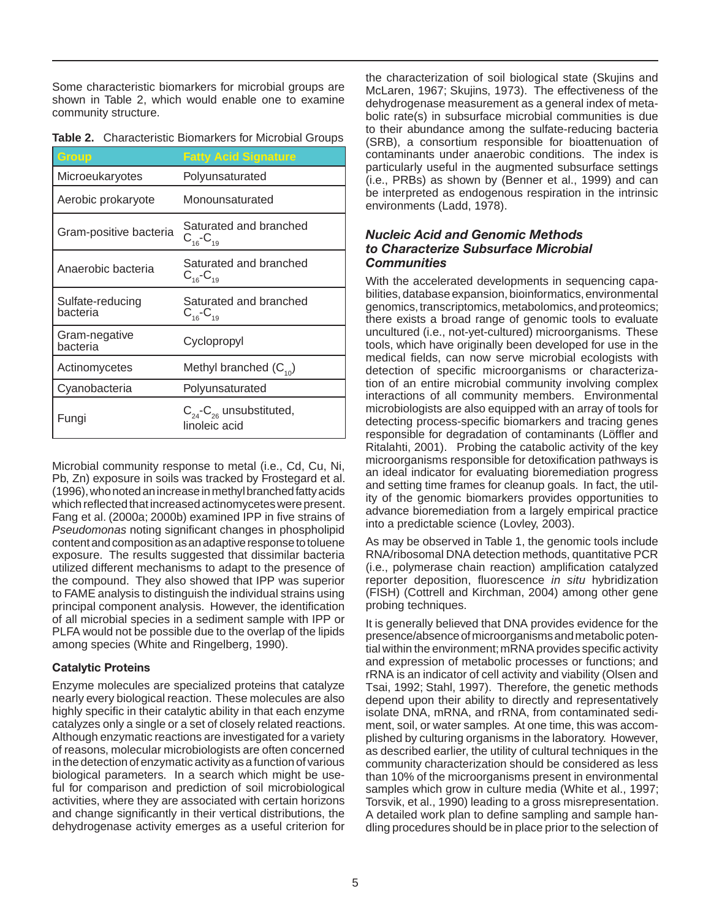Some characteristic biomarkers for microbial groups are shown in Table 2, which would enable one to examine community structure.

**Table 2.** Characteristic Biomarkers for Microbial Groups

| Group | Fatty Acid Signature |
|---|---|
| Microeukaryotes | Polyunsaturated |
| Aerobic prokaryote | Monounsaturated |
| Gram-positive bacteria | Saturated and branched $C_{16}$-$C_{19}$ |
| Anaerobic bacteria | Saturated and branched $C_{16}$-$C_{19}$ |
| Sulfate-reducing bacteria | Saturated and branched $C_{16}$-$C_{19}$ |
| Gram-negative bacteria | Cyclopropyl |
| Actinomycetes | Methyl branched ($C_{10}$) |
| Cyanobacteria | Polyunsaturated |
| Fungi | $C_{24}$-$C_{26}$ unsubstituted, linoleic acid |

Microbial community response to metal (i.e., Cd, Cu, Ni, Pb, Zn) exposure in soils was tracked by Frostegard et al. (1996), who noted an increase in methyl branched fatty acids which reflected that increased actinomycetes were present. Fang et al. (2000a; 2000b) examined IPP in five strains of *Pseudomonas* noting significant changes in phospholipid content and composition as an adaptive response to toluene exposure. The results suggested that dissimilar bacteria utilized different mechanisms to adapt to the presence of the compound. They also showed that IPP was superior to FAME analysis to distinguish the individual strains using principal component analysis. However, the identification of all microbial species in a sediment sample with IPP or PLFA would not be possible due to the overlap of the lipids among species (White and Ringelberg, 1990).

### Catalytic Proteins

Enzyme molecules are specialized proteins that catalyze nearly every biological reaction. These molecules are also highly specific in their catalytic ability in that each enzyme catalyzes only a single or a set of closely related reactions. Although enzymatic reactions are investigated for a variety of reasons, molecular microbiologists are often concerned in the detection of enzymatic activity as a function of various biological parameters. In a search which might be useful for comparison and prediction of soil microbiological activities, where they are associated with certain horizons and change significantly in their vertical distributions, the dehydrogenase activity emerges as a useful criterion for the characterization of soil biological state (Skujins and McLaren, 1967; Skujins, 1973). The effectiveness of the dehydrogenase measurement as a general index of metabolic rate(s) in subsurface microbial communities is due to their abundance among the sulfate-reducing bacteria (SRB), a consortium responsible for bioattenuation of contaminants under anaerobic conditions. The index is particularly useful in the augmented subsurface settings (i.e., PRBs) as shown by (Benner et al., 1999) and can be interpreted as endogenous respiration in the intrinsic environments (Ladd, 1978).

## *Nucleic Acid and Genomic Methods to Characterize Subsurface Microbial Communities*

With the accelerated developments in sequencing capabilities, database expansion, bioinformatics, environmental genomics, transcriptomics, metabolomics, and proteomics; there exists a broad range of genomic tools to evaluate uncultured (i.e., not-yet-cultured) microorganisms. These tools, which have originally been developed for use in the medical fields, can now serve microbial ecologists with detection of specific microorganisms or characterization of an entire microbial community involving complex interactions of all community members. Environmental microbiologists are also equipped with an array of tools for detecting process-specific biomarkers and tracing genes responsible for degradation of contaminants (Löffler and Ritalahti, 2001). Probing the catabolic activity of the key microorganisms responsible for detoxification pathways is an ideal indicator for evaluating bioremediation progress and setting time frames for cleanup goals. In fact, the utility of the genomic biomarkers provides opportunities to advance bioremediation from a largely empirical practice into a predictable science (Lovley, 2003).

As may be observed in Table 1, the genomic tools include RNA/ribosomal DNA detection methods, quantitative PCR (i.e., polymerase chain reaction) amplification catalyzed reporter deposition, fluorescence *in situ* hybridization (FISH) (Cottrell and Kirchman, 2004) among other gene probing techniques.

It is generally believed that DNA provides evidence for the presence/absence of microorganisms and metabolic potential within the environment; mRNA provides specific activity and expression of metabolic processes or functions; and rRNA is an indicator of cell activity and viability (Olsen and Tsai, 1992; Stahl, 1997). Therefore, the genetic methods depend upon their ability to directly and representatively isolate DNA, mRNA, and rRNA, from contaminated sediment, soil, or water samples. At one time, this was accomplished by culturing organisms in the laboratory. However, as described earlier, the utility of cultural techniques in the community characterization should be considered as less than 10% of the microorganisms present in environmental samples which grow in culture media (White et al., 1997; Torsvik, et al., 1990) leading to a gross misrepresentation. A detailed work plan to define sampling and sample handling procedures should be in place prior to the selection of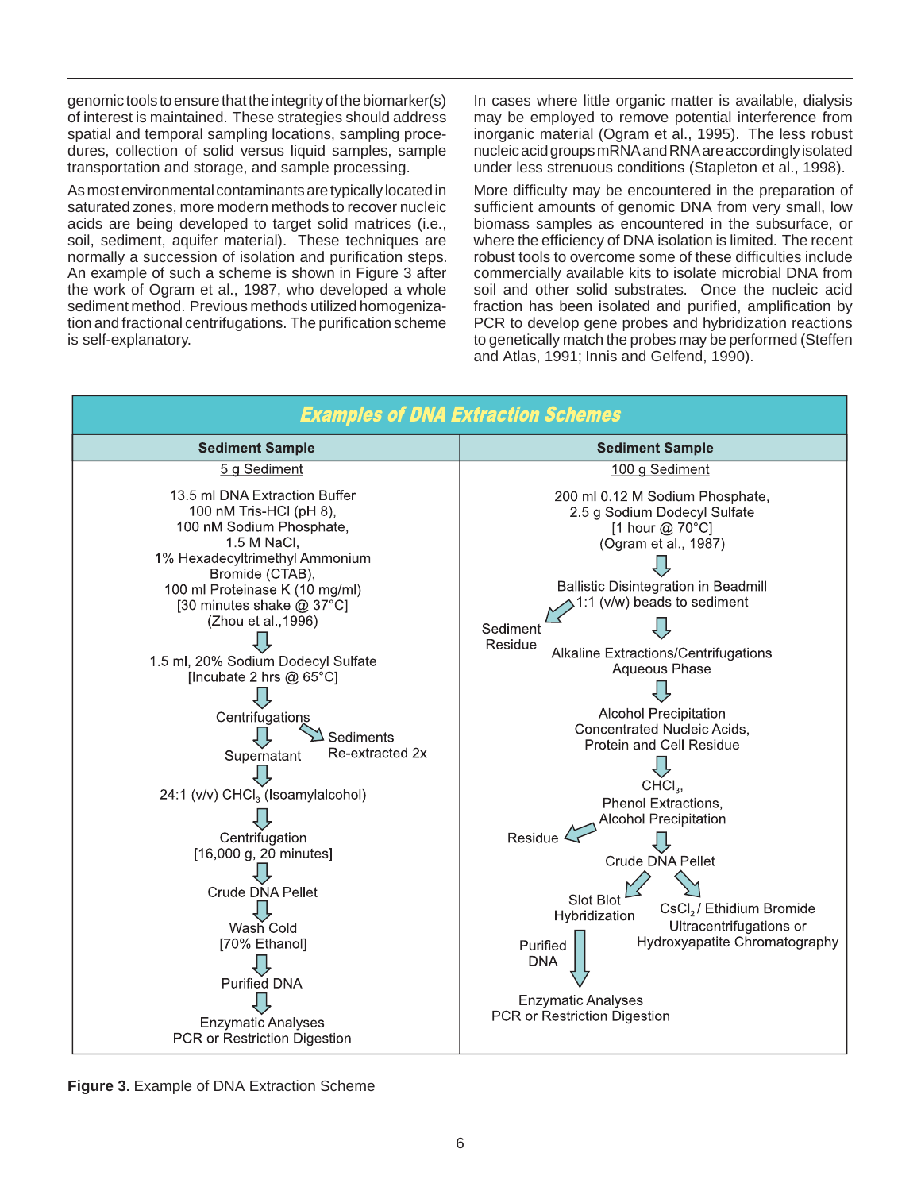genomic tools to ensure that the integrity of the biomarker(s) of interest is maintained. These strategies should address spatial and temporal sampling locations, sampling procedures, collection of solid versus liquid samples, sample transportation and storage, and sample processing.

As most environmental contaminants are typically located in saturated zones, more modern methods to recover nucleic acids are being developed to target solid matrices (i.e., soil, sediment, aquifer material). These techniques are normally a succession of isolation and purification steps. An example of such a scheme is shown in Figure 3 after the work of Ogram et al., 1987, who developed a whole sediment method. Previous methods utilized homogenization and fractional centrifugations. The purification scheme is self-explanatory.

In cases where little organic matter is available, dialysis may be employed to remove potential interference from inorganic material (Ogram et al., 1995). The less robust nucleic acid groups mRNA and RNA are accordingly isolated under less strenuous conditions (Stapleton et al., 1998).

More difficulty may be encountered in the preparation of sufficient amounts of genomic DNA from very small, low biomass samples as encountered in the subsurface, or where the efficiency of DNA isolation is limited. The recent robust tools to overcome some of these difficulties include commercially available kits to isolate microbial DNA from soil and other solid substrates. Once the nucleic acid fraction has been isolated and purified, amplification by PCR to develop gene probes and hybridization reactions to genetically match the probes may be performed (Steffen and Atlas, 1991; Innis and Gelfend, 1990).

**Examples of DNA Extraction Schemes**

| Sediment Sample | Sediment Sample |
|---|---|
| 5 g Sediment | 100 g Sediment |
| 13.5 ml DNA Extraction Buffer 100 nM Tris-HCl (pH 8), 100 nM Sodium Phosphate, 1.5 M NaCl, 1% Hexadecyltrimethyl Ammonium Bromide (CTAB), 100 ml Proteinase K (10 mg/ml) [30 minutes shake @ 37°C] (Zhou et al.,1996) | 200 ml 0.12 M Sodium Phosphate, 2.5 g Sodium Dodecyl Sulfate [1 hour @ 70°C] (Ogram et al., 1987) |
| ⇩ 1.5 ml, 20% Sodium Dodecyl Sulfate [Incubate 2 hrs @ 65°C] | ⇩ Ballistic Disintegration in Beadmill 1:1 (v/w) beads to sediment (→ Sediment Residue) |
| ⇩ Centrifugations (→ Sediments Re-extracted 2x) | ⇩ Alkaline Extractions/Centrifugations Aqueous Phase |
| ⇩ Supernatant | ⇩ Alcohol Precipitation Concentrated Nucleic Acids, Protein and Cell Residue |
| ⇩ 24:1 (v/v) $CHCl_3$ (Isoamylalcohol) | ⇩ $CHCl_3$, Phenol Extractions, Alcohol Precipitation (→ Residue) |
| ⇩ Centrifugation [16,000 g, 20 minutes] | ⇩ Crude DNA Pellet |
| ⇩ Crude DNA Pellet | → Slot Blot Hybridization; → $CsCl_2$ / Ethidium Bromide Ultracentrifugations or Hydroxyapatite Chromatography |
| ⇩ Wash Cold [70% Ethanol] | ⇩ Purified DNA |
| ⇩ Purified DNA | |
| ⇩ Enzymatic Analyses PCR or Restriction Digestion | Enzymatic Analyses PCR or Restriction Digestion |

**Figure 3.** Example of DNA Extraction Scheme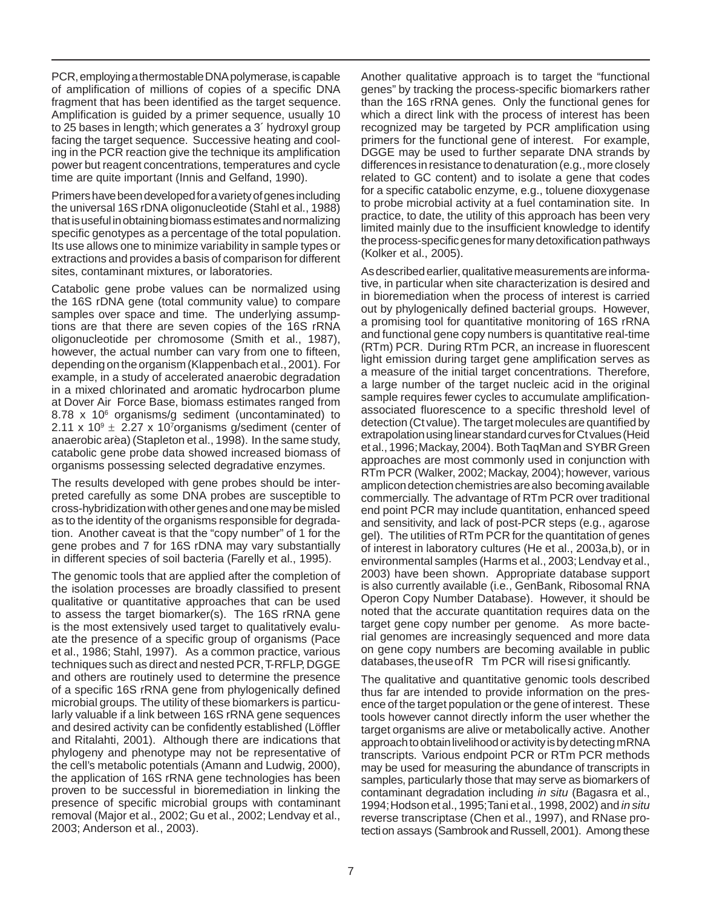PCR, employing a thermostable DNA polymerase, is capable of amplification of millions of copies of a specific DNA fragment that has been identified as the target sequence. Amplification is guided by a primer sequence, usually 10 to 25 bases in length; which generates a 3´ hydroxyl group facing the target sequence. Successive heating and cooling in the PCR reaction give the technique its amplification power but reagent concentrations, temperatures and cycle time are quite important (Innis and Gelfand, 1990).

Primers have been developed for a variety of genes including the universal 16S rDNA oligonucleotide (Stahl et al., 1988) that is useful in obtaining biomass estimates and normalizing specific genotypes as a percentage of the total population. Its use allows one to minimize variability in sample types or extractions and provides a basis of comparison for different sites, contaminant mixtures, or laboratories.

Catabolic gene probe values can be normalized using the 16S rDNA gene (total community value) to compare samples over space and time. The underlying assumptions are that there are seven copies of the 16S rRNA oligonucleotide per chromosome (Smith et al., 1987), however, the actual number can vary from one to fifteen, depending on the organism (Klappenbach et al., 2001). For example, in a study of accelerated anaerobic degradation in a mixed chlorinated and aromatic hydrocarbon plume at Dover Air Force Base, biomass estimates ranged from $8.78 \times 10^6$ organisms/g sediment (uncontaminated) to $2.11 \times 10^9 \pm 2.27 \times 10^7$ organisms g/sediment (center of anaerobic arèa) (Stapleton et al., 1998). In the same study, catabolic gene probe data showed increased biomass of organisms possessing selected degradative enzymes.

The results developed with gene probes should be interpreted carefully as some DNA probes are susceptible to cross-hybridization with other genes and one may be misled as to the identity of the organisms responsible for degradation. Another caveat is that the "copy number" of 1 for the gene probes and 7 for 16S rDNA may vary substantially in different species of soil bacteria (Farelly et al., 1995).

The genomic tools that are applied after the completion of the isolation processes are broadly classified to present qualitative or quantitative approaches that can be used to assess the target biomarker(s). The 16S rRNA gene is the most extensively used target to qualitatively evaluate the presence of a specific group of organisms (Pace et al., 1986; Stahl, 1997). As a common practice, various techniques such as direct and nested PCR, T-RFLP, DGGE and others are routinely used to determine the presence of a specific 16S rRNA gene from phylogenically defined microbial groups. The utility of these biomarkers is particularly valuable if a link between 16S rRNA gene sequences and desired activity can be confidently established (Löffler and Ritalahti, 2001). Although there are indications that phylogeny and phenotype may not be representative of the cell's metabolic potentials (Amann and Ludwig, 2000), the application of 16S rRNA gene technologies has been proven to be successful in bioremediation in linking the presence of specific microbial groups with contaminant removal (Major et al., 2002; Gu et al., 2002; Lendvay et al., 2003; Anderson et al., 2003).

Another qualitative approach is to target the "functional genes" by tracking the process-specific biomarkers rather than the 16S rRNA genes. Only the functional genes for which a direct link with the process of interest has been recognized may be targeted by PCR amplification using primers for the functional gene of interest. For example, DGGE may be used to further separate DNA strands by differences in resistance to denaturation (e.g., more closely related to GC content) and to isolate a gene that codes for a specific catabolic enzyme, e.g., toluene dioxygenase to probe microbial activity at a fuel contamination site. In practice, to date, the utility of this approach has been very limited mainly due to the insufficient knowledge to identify the process-specific genes for many detoxification pathways (Kolker et al., 2005).

As described earlier, qualitative measurements are informative, in particular when site characterization is desired and in bioremediation when the process of interest is carried out by phylogenically defined bacterial groups. However, a promising tool for quantitative monitoring of 16S rRNA and functional gene copy numbers is quantitative real-time (RTm) PCR. During RTm PCR, an increase in fluorescent light emission during target gene amplification serves as a measure of the initial target concentrations. Therefore, a large number of the target nucleic acid in the original sample requires fewer cycles to accumulate amplification-associated fluorescence to a specific threshold level of detection (Ct value). The target molecules are quantified by extrapolation using linear standard curves for Ct values (Heid et al., 1996; Mackay, 2004). Both TaqMan and SYBR Green approaches are most commonly used in conjunction with RTm PCR (Walker, 2002; Mackay, 2004); however, various amplicon detection chemistries are also becoming available commercially. The advantage of RTm PCR over traditional end point PCR may include quantitation, enhanced speed and sensitivity, and lack of post-PCR steps (e.g., agarose gel). The utilities of RTm PCR for the quantitation of genes of interest in laboratory cultures (He et al., 2003a,b), or in environmental samples (Harms et al., 2003; Lendvay et al., 2003) have been shown. Appropriate database support is also currently available (i.e., GenBank, Ribosomal RNA Operon Copy Number Database). However, it should be noted that the accurate quantitation requires data on the target gene copy number per genome. As more bacterial genomes are increasingly sequenced and more data on gene copy numbers are becoming available in public databases, the use of RTm PCR will rise significantly.

The qualitative and quantitative genomic tools described thus far are intended to provide information on the presence of the target population or the gene of interest. These tools however cannot directly inform the user whether the target organisms are alive or metabolically active. Another approach to obtain livelihood or activity is by detecting mRNA transcripts. Various endpoint PCR or RTm PCR methods may be used for measuring the abundance of transcripts in samples, particularly those that may serve as biomarkers of contaminant degradation including *in situ* (Bagasra et al., 1994; Hodson et al., 1995; Tani et al., 1998, 2002) and *in situ* reverse transcriptase (Chen et al., 1997), and RNase protection assays (Sambrook and Russell, 2001). Among these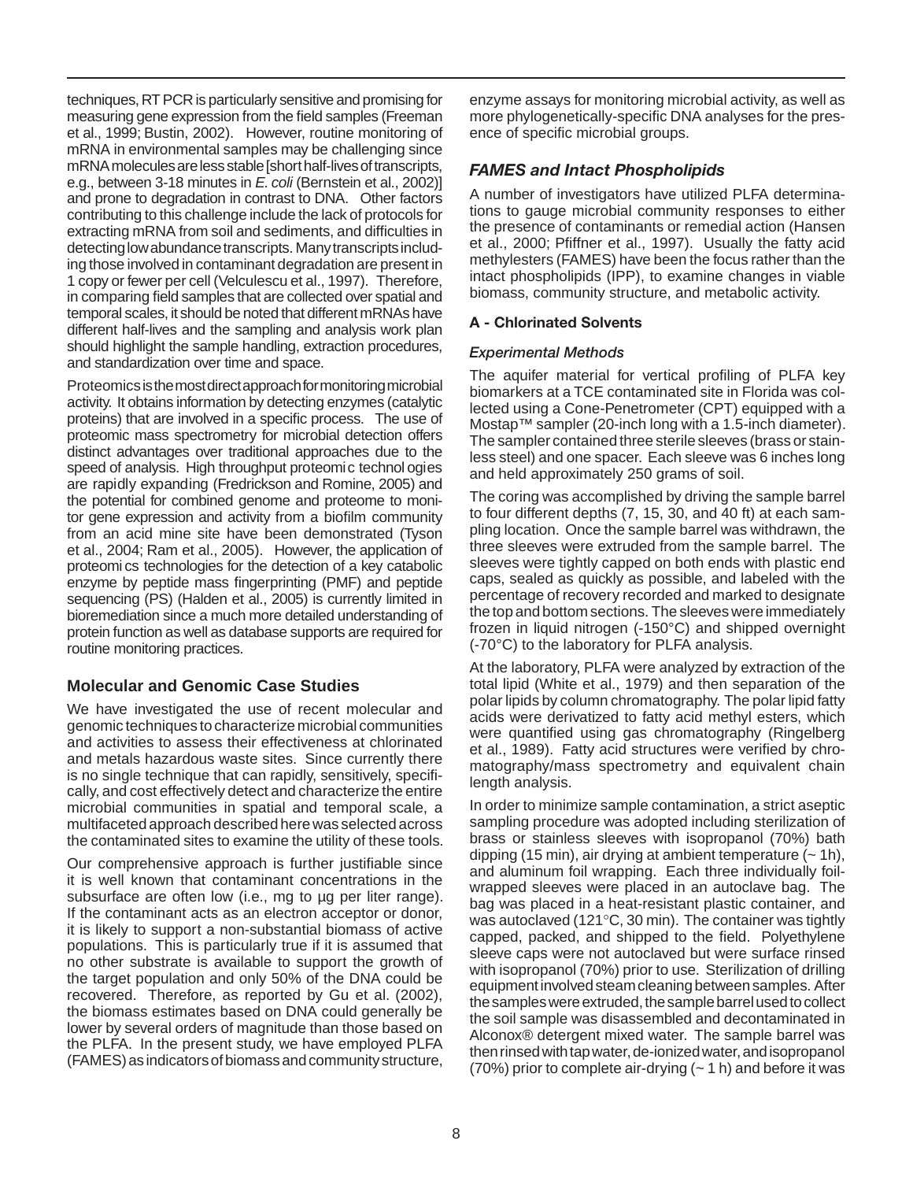techniques, RT PCR is particularly sensitive and promising for measuring gene expression from the field samples (Freeman et al., 1999; Bustin, 2002). However, routine monitoring of mRNA in environmental samples may be challenging since mRNA molecules are less stable [short half-lives of transcripts, e.g., between 3-18 minutes in *E. coli* (Bernstein et al., 2002)] and prone to degradation in contrast to DNA. Other factors contributing to this challenge include the lack of protocols for extracting mRNA from soil and sediments, and difficulties in detecting low abundance transcripts. Many transcripts including those involved in contaminant degradation are present in 1 copy or fewer per cell (Velculescu et al., 1997). Therefore, in comparing field samples that are collected over spatial and temporal scales, it should be noted that different mRNAs have different half-lives and the sampling and analysis work plan should highlight the sample handling, extraction procedures, and standardization over time and space.

Proteomics is the most direct approach for monitoring microbial activity. It obtains information by detecting enzymes (catalytic proteins) that are involved in a specific process. The use of proteomic mass spectrometry for microbial detection offers distinct advantages over traditional approaches due to the speed of analysis. High throughput proteomic technologies are rapidly expanding (Fredrickson and Romine, 2005) and the potential for combined genome and proteome to monitor gene expression and activity from a biofilm community from an acid mine site have been demonstrated (Tyson et al., 2004; Ram et al., 2005). However, the application of proteomics technologies for the detection of a key catabolic enzyme by peptide mass fingerprinting (PMF) and peptide sequencing (PS) (Halden et al., 2005) is currently limited in bioremediation since a much more detailed understanding of protein function as well as database supports are required for routine monitoring practices.

## Molecular and Genomic Case Studies

We have investigated the use of recent molecular and genomic techniques to characterize microbial communities and activities to assess their effectiveness at chlorinated and metals hazardous waste sites. Since currently there is no single technique that can rapidly, sensitively, specifically, and cost effectively detect and characterize the entire microbial communities in spatial and temporal scale, a multifaceted approach described here was selected across the contaminated sites to examine the utility of these tools.

Our comprehensive approach is further justifiable since it is well known that contaminant concentrations in the subsurface are often low (i.e., mg to µg per liter range). If the contaminant acts as an electron acceptor or donor, it is likely to support a non-substantial biomass of active populations. This is particularly true if it is assumed that no other substrate is available to support the growth of the target population and only 50% of the DNA could be recovered. Therefore, as reported by Gu et al. (2002), the biomass estimates based on DNA could generally be lower by several orders of magnitude than those based on the PLFA. In the present study, we have employed PLFA (FAMES) as indicators of biomass and community structure, enzyme assays for monitoring microbial activity, as well as more phylogenetically-specific DNA analyses for the presence of specific microbial groups.

### *FAMES and Intact Phospholipids*

A number of investigators have utilized PLFA determinations to gauge microbial community responses to either the presence of contaminants or remedial action (Hansen et al., 2000; Pfiffner et al., 1997). Usually the fatty acid methylesters (FAMES) have been the focus rather than the intact phospholipids (IPP), to examine changes in viable biomass, community structure, and metabolic activity.

#### A - Chlorinated Solvents

*Experimental Methods*

The aquifer material for vertical profiling of PLFA key biomarkers at a TCE contaminated site in Florida was collected using a Cone-Penetrometer (CPT) equipped with a Mostap™ sampler (20-inch long with a 1.5-inch diameter). The sampler contained three sterile sleeves (brass or stainless steel) and one spacer. Each sleeve was 6 inches long and held approximately 250 grams of soil.

The coring was accomplished by driving the sample barrel to four different depths (7, 15, 30, and 40 ft) at each sampling location. Once the sample barrel was withdrawn, the three sleeves were extruded from the sample barrel. The sleeves were tightly capped on both ends with plastic end caps, sealed as quickly as possible, and labeled with the percentage of recovery recorded and marked to designate the top and bottom sections. The sleeves were immediately frozen in liquid nitrogen (-150°C) and shipped overnight (-70°C) to the laboratory for PLFA analysis.

At the laboratory, PLFA were analyzed by extraction of the total lipid (White et al., 1979) and then separation of the polar lipids by column chromatography. The polar lipid fatty acids were derivatized to fatty acid methyl esters, which were quantified using gas chromatography (Ringelberg et al., 1989). Fatty acid structures were verified by chromatography/mass spectrometry and equivalent chain length analysis.

In order to minimize sample contamination, a strict aseptic sampling procedure was adopted including sterilization of brass or stainless sleeves with isopropanol (70%) bath dipping (15 min), air drying at ambient temperature (~ 1h), and aluminum foil wrapping. Each three individually foil-wrapped sleeves were placed in an autoclave bag. The bag was placed in a heat-resistant plastic container, and was autoclaved (121°C, 30 min). The container was tightly capped, packed, and shipped to the field. Polyethylene sleeve caps were not autoclaved but were surface rinsed with isopropanol (70%) prior to use. Sterilization of drilling equipment involved steam cleaning between samples. After the samples were extruded, the sample barrel used to collect the soil sample was disassembled and decontaminated in Alconox® detergent mixed water. The sample barrel was then rinsed with tap water, de-ionized water, and isopropanol (70%) prior to complete air-drying (~ 1 h) and before it was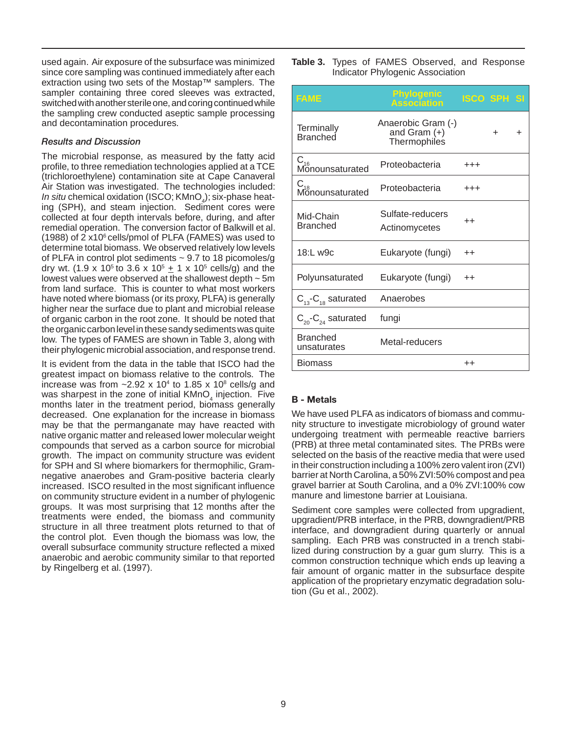used again. Air exposure of the subsurface was minimized since core sampling was continued immediately after each extraction using two sets of the Mostap™ samplers. The sampler containing three cored sleeves was extracted, switched with another sterile one, and coring continued while the sampling crew conducted aseptic sample processing and decontamination procedures.

*Results and Discussion*

The microbial response, as measured by the fatty acid profile, to three remediation technologies applied at a TCE (trichloroethylene) contamination site at Cape Canaveral Air Station was investigated. The technologies included: *In situ* chemical oxidation (ISCO; $KMnO_4$); six-phase heating (SPH), and steam injection. Sediment cores were collected at four depth intervals before, during, and after remedial operation. The conversion factor of Balkwill et al. (1988) of 2 x$10^6$ cells/pmol of PLFA (FAMES) was used to determine total biomass. We observed relatively low levels of PLFA in control plot sediments ~ 9.7 to 18 picomoles/g dry wt. (1.9 x $10^5$ to 3.6 x $10^5$ $\pm$ 1 x $10^5$ cells/g) and the lowest values were observed at the shallowest depth ~ 5m from land surface. This is counter to what most workers have noted where biomass (or its proxy, PLFA) is generally higher near the surface due to plant and microbial release of organic carbon in the root zone. It should be noted that the organic carbon level in these sandy sediments was quite low. The types of FAMES are shown in Table 3, along with their phylogenic microbial association, and response trend.

It is evident from the data in the table that ISCO had the greatest impact on biomass relative to the controls. The increase was from ~2.92 x $10^4$ to 1.85 x $10^8$ cells/g and was sharpest in the zone of initial $KMnO_4$ injection. Five months later in the treatment period, biomass generally decreased. One explanation for the increase in biomass may be that the permanganate may have reacted with native organic matter and released lower molecular weight compounds that served as a carbon source for microbial growth. The impact on community structure was evident for SPH and SI where biomarkers for thermophilic, Gram-negative anaerobes and Gram-positive bacteria clearly increased. ISCO resulted in the most significant influence on community structure evident in a number of phylogenic groups. It was most surprising that 12 months after the treatments were ended, the biomass and community structure in all three treatment plots returned to that of the control plot. Even though the biomass was low, the overall subsurface community structure reflected a mixed anaerobic and aerobic community similar to that reported by Ringelberg et al. (1997).

**Table 3.** Types of FAMES Observed, and Response Indicator Phylogenic Association

| FAME | Phylogenic Association | ISCO | SPH | SI |
|---|---|---|---|---|
| Terminally Branched | Anaerobic Gram (-) and Gram (+) Thermophiles | | + | + |
| $C_{16}$ Monounsaturated | Proteobacteria | +++ | | |
| $C_{18}$ Monounsaturated | Proteobacteria | +++ | | |
| Mid-Chain Branched | Sulfate-reducers Actinomycetes | ++ | | |
| 18:L w9c | Eukaryote (fungi) | ++ | | |
| Polyunsaturated | Eukaryote (fungi) | ++ | | |
| $C_{13}$-$C_{18}$ saturated | Anaerobes | | | |
| $C_{20}$-$C_{24}$ saturated | fungi | | | |
| Branched unsaturates | Metal-reducers | | | |
| Biomass | | ++ | | |

### B - Metals

We have used PLFA as indicators of biomass and community structure to investigate microbiology of ground water undergoing treatment with permeable reactive barriers (PRB) at three metal contaminated sites. The PRBs were selected on the basis of the reactive media that were used in their construction including a 100% zero valent iron (ZVI) barrier at North Carolina, a 50% ZVI:50% compost and pea gravel barrier at South Carolina, and a 0% ZVI:100% cow manure and limestone barrier at Louisiana.

Sediment core samples were collected from upgradient, upgradient/PRB interface, in the PRB, downgradient/PRB interface, and downgradient during quarterly or annual sampling. Each PRB was constructed in a trench stabilized during construction by a guar gum slurry. This is a common construction technique which ends up leaving a fair amount of organic matter in the subsurface despite application of the proprietary enzymatic degradation solution (Gu et al., 2002).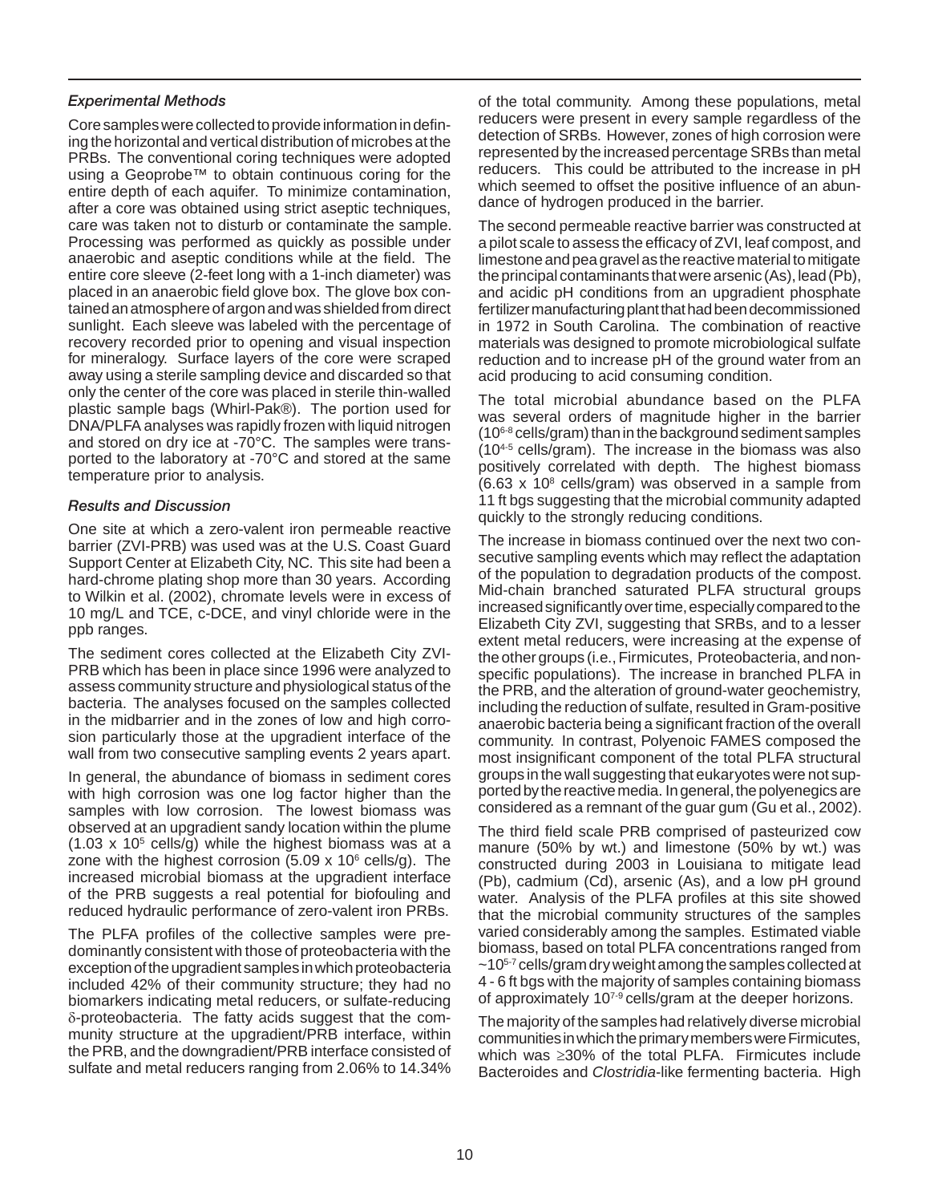### *Experimental Methods*

Core samples were collected to provide information in defining the horizontal and vertical distribution of microbes at the PRBs. The conventional coring techniques were adopted using a Geoprobe™ to obtain continuous coring for the entire depth of each aquifer. To minimize contamination, after a core was obtained using strict aseptic techniques, care was taken not to disturb or contaminate the sample. Processing was performed as quickly as possible under anaerobic and aseptic conditions while at the field. The entire core sleeve (2-feet long with a 1-inch diameter) was placed in an anaerobic field glove box. The glove box contained an atmosphere of argon and was shielded from direct sunlight. Each sleeve was labeled with the percentage of recovery recorded prior to opening and visual inspection for mineralogy. Surface layers of the core were scraped away using a sterile sampling device and discarded so that only the center of the core was placed in sterile thin-walled plastic sample bags (Whirl-Pak®). The portion used for DNA/PLFA analyses was rapidly frozen with liquid nitrogen and stored on dry ice at -70°C. The samples were transported to the laboratory at -70°C and stored at the same temperature prior to analysis.

### *Results and Discussion*

One site at which a zero-valent iron permeable reactive barrier (ZVI-PRB) was used was at the U.S. Coast Guard Support Center at Elizabeth City, NC. This site had been a hard-chrome plating shop more than 30 years. According to Wilkin et al. (2002), chromate levels were in excess of 10 mg/L and TCE, c-DCE, and vinyl chloride were in the ppb ranges.

The sediment cores collected at the Elizabeth City ZVI-PRB which has been in place since 1996 were analyzed to assess community structure and physiological status of the bacteria. The analyses focused on the samples collected in the midbarrier and in the zones of low and high corrosion particularly those at the upgradient interface of the wall from two consecutive sampling events 2 years apart.

In general, the abundance of biomass in sediment cores with high corrosion was one log factor higher than the samples with low corrosion. The lowest biomass was observed at an upgradient sandy location within the plume ($1.03 \times 10^5$ cells/g) while the highest biomass was at a zone with the highest corrosion ($5.09 \times 10^6$ cells/g). The increased microbial biomass at the upgradient interface of the PRB suggests a real potential for biofouling and reduced hydraulic performance of zero-valent iron PRBs.

The PLFA profiles of the collective samples were predominantly consistent with those of proteobacteria with the exception of the upgradient samples in which proteobacteria included 42% of their community structure; they had no biomarkers indicating metal reducers, or sulfate-reducing $\delta$-proteobacteria. The fatty acids suggest that the community structure at the upgradient/PRB interface, within the PRB, and the downgradient/PRB interface consisted of sulfate and metal reducers ranging from 2.06% to 14.34% of the total community. Among these populations, metal reducers were present in every sample regardless of the detection of SRBs. However, zones of high corrosion were represented by the increased percentage SRBs than metal reducers. This could be attributed to the increase in pH which seemed to offset the positive influence of an abundance of hydrogen produced in the barrier.

The second permeable reactive barrier was constructed at a pilot scale to assess the efficacy of ZVI, leaf compost, and limestone and pea gravel as the reactive material to mitigate the principal contaminants that were arsenic (As), lead (Pb), and acidic pH conditions from an upgradient phosphate fertilizer manufacturing plant that had been decommissioned in 1972 in South Carolina. The combination of reactive materials was designed to promote microbiological sulfate reduction and to increase pH of the ground water from an acid producing to acid consuming condition.

The total microbial abundance based on the PLFA was several orders of magnitude higher in the barrier ($10^{6\text{-}8}$ cells/gram) than in the background sediment samples ($10^{4\text{-}5}$ cells/gram). The increase in the biomass was also positively correlated with depth. The highest biomass ($6.63 \times 10^8$ cells/gram) was observed in a sample from 11 ft bgs suggesting that the microbial community adapted quickly to the strongly reducing conditions.

The increase in biomass continued over the next two consecutive sampling events which may reflect the adaptation of the population to degradation products of the compost. Mid-chain branched saturated PLFA structural groups increased significantly over time, especially compared to the Elizabeth City ZVI, suggesting that SRBs, and to a lesser extent metal reducers, were increasing at the expense of the other groups (i.e., Firmicutes, Proteobacteria, and non-specific populations). The increase in branched PLFA in the PRB, and the alteration of ground-water geochemistry, including the reduction of sulfate, resulted in Gram-positive anaerobic bacteria being a significant fraction of the overall community. In contrast, Polyenoic FAMES composed the most insignificant component of the total PLFA structural groups in the wall suggesting that eukaryotes were not supported by the reactive media. In general, the polyenegics are considered as a remnant of the guar gum (Gu et al., 2002).

The third field scale PRB comprised of pasteurized cow manure (50% by wt.) and limestone (50% by wt.) was constructed during 2003 in Louisiana to mitigate lead (Pb), cadmium (Cd), arsenic (As), and a low pH ground water. Analysis of the PLFA profiles at this site showed that the microbial community structures of the samples varied considerably among the samples. Estimated viable biomass, based on total PLFA concentrations ranged from ~$10^{5\text{-}7}$ cells/gram dry weight among the samples collected at 4 - 6 ft bgs with the majority of samples containing biomass of approximately $10^{7\text{-}9}$ cells/gram at the deeper horizons.

The majority of the samples had relatively diverse microbial communities in which the primary members were Firmicutes, which was $\geq$30% of the total PLFA. Firmicutes include Bacteroides and *Clostridia*-like fermenting bacteria. High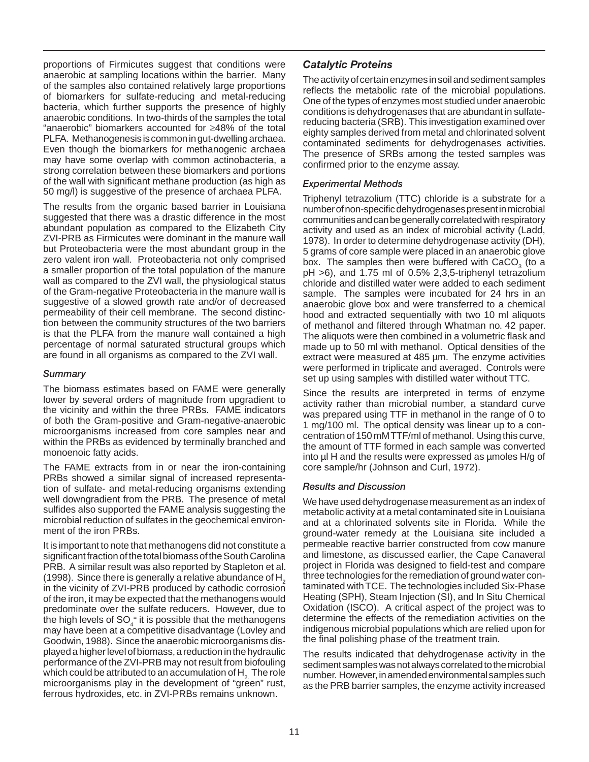proportions of Firmicutes suggest that conditions were anaerobic at sampling locations within the barrier. Many of the samples also contained relatively large proportions of biomarkers for sulfate-reducing and metal-reducing bacteria, which further supports the presence of highly anaerobic conditions. In two-thirds of the samples the total "anaerobic" biomarkers accounted for ≥48% of the total PLFA. Methanogenesis is common in gut-dwelling archaea. Even though the biomarkers for methanogenic archaea may have some overlap with common actinobacteria, a strong correlation between these biomarkers and portions of the wall with significant methane production (as high as 50 mg/l) is suggestive of the presence of archaea PLFA.

The results from the organic based barrier in Louisiana suggested that there was a drastic difference in the most abundant population as compared to the Elizabeth City ZVI-PRB as Firmicutes were dominant in the manure wall but Proteobacteria were the most abundant group in the zero valent iron wall. Proteobacteria not only comprised a smaller proportion of the total population of the manure wall as compared to the ZVI wall, the physiological status of the Gram-negative Proteobacteria in the manure wall is suggestive of a slowed growth rate and/or of decreased permeability of their cell membrane. The second distinction between the community structures of the two barriers is that the PLFA from the manure wall contained a high percentage of normal saturated structural groups which are found in all organisms as compared to the ZVI wall.

### *Summary*

The biomass estimates based on FAME were generally lower by several orders of magnitude from upgradient to the vicinity and within the three PRBs. FAME indicators of both the Gram-positive and Gram-negative-anaerobic microorganisms increased from core samples near and within the PRBs as evidenced by terminally branched and monoenoic fatty acids.

The FAME extracts from in or near the iron-containing PRBs showed a similar signal of increased representation of sulfate- and metal-reducing organisms extending well downgradient from the PRB. The presence of metal sulfides also supported the FAME analysis suggesting the microbial reduction of sulfates in the geochemical environment of the iron PRBs.

It is important to note that methanogens did not constitute a significant fraction of the total biomass of the South Carolina PRB. A similar result was also reported by Stapleton et al. (1998). Since there is generally a relative abundance of $H_2$ in the vicinity of ZVI-PRB produced by cathodic corrosion of the iron, it may be expected that the methanogens would predominate over the sulfate reducers. However, due to the high levels of $SO_4^{=}$ it is possible that the methanogens may have been at a competitive disadvantage (Lovley and Goodwin, 1988). Since the anaerobic microorganisms displayed a higher level of biomass, a reduction in the hydraulic performance of the ZVI-PRB may not result from biofouling which could be attributed to an accumulation of $H_2$. The role microorganisms play in the development of "green" rust, ferrous hydroxides, etc. in ZVI-PRBs remains unknown.

## *Catalytic Proteins*

The activity of certain enzymes in soil and sediment samples reflects the metabolic rate of the microbial populations. One of the types of enzymes most studied under anaerobic conditions is dehydrogenases that are abundant in sulfate-reducing bacteria (SRB). This investigation examined over eighty samples derived from metal and chlorinated solvent contaminated sediments for dehydrogenases activities. The presence of SRBs among the tested samples was confirmed prior to the enzyme assay.

### *Experimental Methods*

Triphenyl tetrazolium (TTC) chloride is a substrate for a number of non-specific dehydrogenases present in microbial communities and can be generally correlated with respiratory activity and used as an index of microbial activity (Ladd, 1978). In order to determine dehydrogenase activity (DH), 5 grams of core sample were placed in an anaerobic glove box. The samples then were buffered with $CaCO_3$ (to a pH >6), and 1.75 ml of 0.5% 2,3,5-triphenyl tetrazolium chloride and distilled water were added to each sediment sample. The samples were incubated for 24 hrs in an anaerobic glove box and were transferred to a chemical hood and extracted sequentially with two 10 ml aliquots of methanol and filtered through Whatman no. 42 paper. The aliquots were then combined in a volumetric flask and made up to 50 ml with methanol. Optical densities of the extract were measured at 485 µm. The enzyme activities were performed in triplicate and averaged. Controls were set up using samples with distilled water without TTC.

Since the results are interpreted in terms of enzyme activity rather than microbial number, a standard curve was prepared using TTF in methanol in the range of 0 to 1 mg/100 ml. The optical density was linear up to a concentration of 150 mM TTF/ml of methanol. Using this curve, the amount of TTF formed in each sample was converted into µl H and the results were expressed as µmoles H/g of core sample/hr (Johnson and Curl, 1972).

### *Results and Discussion*

We have used dehydrogenase measurement as an index of metabolic activity at a metal contaminated site in Louisiana and at a chlorinated solvents site in Florida. While the ground-water remedy at the Louisiana site included a permeable reactive barrier constructed from cow manure and limestone, as discussed earlier, the Cape Canaveral project in Florida was designed to field-test and compare three technologies for the remediation of ground water contaminated with TCE. The technologies included Six-Phase Heating (SPH), Steam Injection (SI), and In Situ Chemical Oxidation (ISCO). A critical aspect of the project was to determine the effects of the remediation activities on the indigenous microbial populations which are relied upon for the final polishing phase of the treatment train.

The results indicated that dehydrogenase activity in the sediment samples was not always correlated to the microbial number. However, in amended environmental samples such as the PRB barrier samples, the enzyme activity increased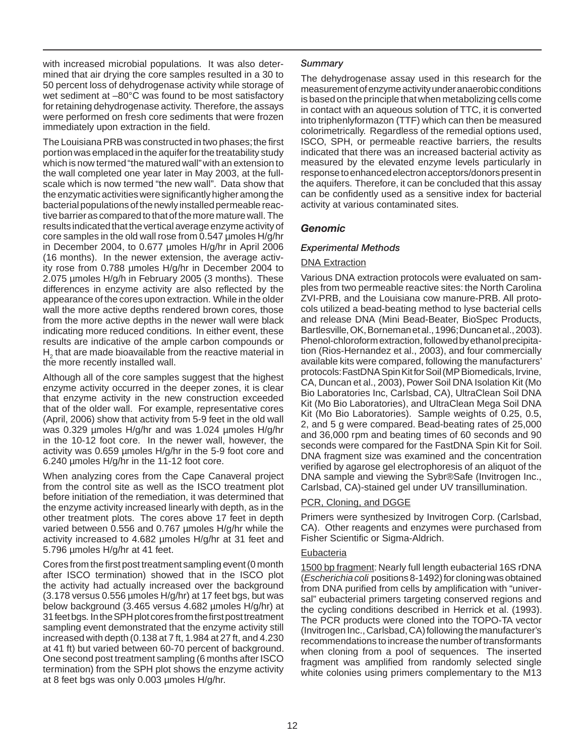with increased microbial populations. It was also determined that air drying the core samples resulted in a 30 to 50 percent loss of dehydrogenase activity while storage of wet sediment at –80°C was found to be most satisfactory for retaining dehydrogenase activity. Therefore, the assays were performed on fresh core sediments that were frozen immediately upon extraction in the field.

The Louisiana PRB was constructed in two phases; the first portion was emplaced in the aquifer for the treatability study which is now termed "the matured wall" with an extension to the wall completed one year later in May 2003, at the full-scale which is now termed "the new wall". Data show that the enzymatic activities were significantly higher among the bacterial populations of the newly installed permeable reactive barrier as compared to that of the more mature wall. The results indicated that the vertical average enzyme activity of core samples in the old wall rose from 0.547 µmoles H/g/hr in December 2004, to 0.677 µmoles H/g/hr in April 2006 (16 months). In the newer extension, the average activity rose from 0.788 µmoles H/g/hr in December 2004 to 2.075 µmoles H/g/h in February 2005 (3 months). These differences in enzyme activity are also reflected by the appearance of the cores upon extraction. While in the older wall the more active depths rendered brown cores, those from the more active depths in the newer wall were black indicating more reduced conditions. In either event, these results are indicative of the ample carbon compounds or $H_2$ that are made bioavailable from the reactive material in the more recently installed wall.

Although all of the core samples suggest that the highest enzyme activity occurred in the deeper zones, it is clear that enzyme activity in the new construction exceeded that of the older wall. For example, representative cores (April, 2006) show that activity from 5-9 feet in the old wall was 0.329 µmoles H/g/hr and was 1.024 µmoles H/g/hr in the 10-12 foot core. In the newer wall, however, the activity was 0.659 µmoles H/g/hr in the 5-9 foot core and 6.240 µmoles H/g/hr in the 11-12 foot core.

When analyzing cores from the Cape Canaveral project from the control site as well as the ISCO treatment plot before initiation of the remediation, it was determined that the enzyme activity increased linearly with depth, as in the other treatment plots. The cores above 17 feet in depth varied between 0.556 and 0.767 µmoles H/g/hr while the activity increased to 4.682 µmoles H/g/hr at 31 feet and 5.796 µmoles H/g/hr at 41 feet.

Cores from the first post treatment sampling event (0 month after ISCO termination) showed that in the ISCO plot the activity had actually increased over the background (3.178 versus 0.556 µmoles H/g/hr) at 17 feet bgs, but was below background (3.465 versus 4.682 µmoles H/g/hr) at 31 feet bgs. In the SPH plot cores from the first post treatment sampling event demonstrated that the enzyme activity still increased with depth (0.138 at 7 ft, 1.984 at 27 ft, and 4.230 at 41 ft) but varied between 60-70 percent of background. One second post treatment sampling (6 months after ISCO termination) from the SPH plot shows the enzyme activity at 8 feet bgs was only 0.003 µmoles H/g/hr.

### *Summary*

The dehydrogenase assay used in this research for the measurement of enzyme activity under anaerobic conditions is based on the principle that when metabolizing cells come in contact with an aqueous solution of TTC, it is converted into triphenlyformazon (TTF) which can then be measured colorimetrically. Regardless of the remedial options used, ISCO, SPH, or permeable reactive barriers, the results indicated that there was an increased bacterial activity as measured by the elevated enzyme levels particularly in response to enhanced electron acceptors/donors present in the aquifers. Therefore, it can be concluded that this assay can be confidently used as a sensitive index for bacterial activity at various contaminated sites.

## *Genomic*

### *Experimental Methods*

#### DNA Extraction

Various DNA extraction protocols were evaluated on samples from two permeable reactive sites: the North Carolina ZVI-PRB, and the Louisiana cow manure-PRB. All protocols utilized a bead-beating method to lyse bacterial cells and release DNA (Mini Bead-Beater, BioSpec Products, Bartlesville, OK, Borneman et al., 1996; Duncan et al., 2003). Phenol-chloroform extraction, followed by ethanol precipitation (Rios-Hernandez et al., 2003), and four commercially available kits were compared, following the manufacturers' protocols: FastDNA Spin Kit for Soil (MP Biomedicals, Irvine, CA, Duncan et al., 2003), Power Soil DNA Isolation Kit (Mo Bio Laboratories Inc, Carlsbad, CA), UltraClean Soil DNA Kit (Mo Bio Laboratories), and UltraClean Mega Soil DNA Kit (Mo Bio Laboratories). Sample weights of 0.25, 0.5, 2, and 5 g were compared. Bead-beating rates of 25,000 and 36,000 rpm and beating times of 60 seconds and 90 seconds were compared for the FastDNA Spin Kit for Soil. DNA fragment size was examined and the concentration verified by agarose gel electrophoresis of an aliquot of the DNA sample and viewing the Sybr®Safe (Invitrogen Inc., Carlsbad, CA)-stained gel under UV transillumination.

#### PCR, Cloning, and DGGE

Primers were synthesized by Invitrogen Corp. (Carlsbad, CA). Other reagents and enzymes were purchased from Fisher Scientific or Sigma-Aldrich.

#### Eubacteria

1500 bp fragment: Nearly full length eubacterial 16S rDNA (*Escherichia coli* positions 8-1492) for cloning was obtained from DNA purified from cells by amplification with "universal" eubacterial primers targeting conserved regions and the cycling conditions described in Herrick et al. (1993). The PCR products were cloned into the TOPO-TA vector (Invitrogen Inc., Carlsbad, CA) following the manufacturer's recommendations to increase the number of transformants when cloning from a pool of sequences. The inserted fragment was amplified from randomly selected single white colonies using primers complementary to the M13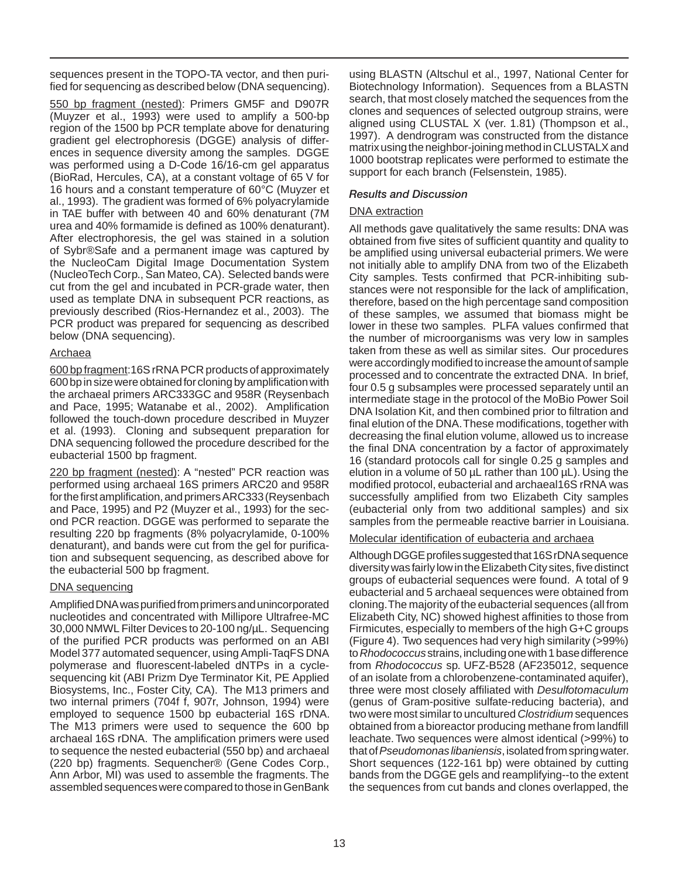sequences present in the TOPO-TA vector, and then purified for sequencing as described below (DNA sequencing).

550 bp fragment (nested): Primers GM5F and D907R (Muyzer et al., 1993) were used to amplify a 500-bp region of the 1500 bp PCR template above for denaturing gradient gel electrophoresis (DGGE) analysis of differences in sequence diversity among the samples. DGGE was performed using a D-Code 16/16-cm gel apparatus (BioRad, Hercules, CA), at a constant voltage of 65 V for 16 hours and a constant temperature of 60°C (Muyzer et al., 1993). The gradient was formed of 6% polyacrylamide in TAE buffer with between 40 and 60% denaturant (7M urea and 40% formamide is defined as 100% denaturant). After electrophoresis, the gel was stained in a solution of Sybr®Safe and a permanent image was captured by the NucleoCam Digital Image Documentation System (NucleoTech Corp., San Mateo, CA). Selected bands were cut from the gel and incubated in PCR-grade water, then used as template DNA in subsequent PCR reactions, as previously described (Rios-Hernandez et al., 2003). The PCR product was prepared for sequencing as described below (DNA sequencing).

Archaea

600 bp fragment: 16S rRNA PCR products of approximately 600 bp in size were obtained for cloning by amplification with the archaeal primers ARC333GC and 958R (Reysenbach and Pace, 1995; Watanabe et al., 2002). Amplification followed the touch-down procedure described in Muyzer et al. (1993). Cloning and subsequent preparation for DNA sequencing followed the procedure described for the eubacterial 1500 bp fragment.

220 bp fragment (nested): A "nested" PCR reaction was performed using archaeal 16S primers ARC20 and 958R for the first amplification, and primers ARC333 (Reysenbach and Pace, 1995) and P2 (Muyzer et al., 1993) for the second PCR reaction. DGGE was performed to separate the resulting 220 bp fragments (8% polyacrylamide, 0-100% denaturant), and bands were cut from the gel for purification and subsequent sequencing, as described above for the eubacterial 500 bp fragment.

DNA sequencing

Amplified DNA was purified from primers and unincorporated nucleotides and concentrated with Millipore Ultrafree-MC 30,000 NMWL Filter Devices to 20-100 ng/µL. Sequencing of the purified PCR products was performed on an ABI Model 377 automated sequencer, using Ampli-TaqFS DNA polymerase and fluorescent-labeled dNTPs in a cycle-sequencing kit (ABI Prizm Dye Terminator Kit, PE Applied Biosystems, Inc., Foster City, CA). The M13 primers and two internal primers (704f f, 907r, Johnson, 1994) were employed to sequence 1500 bp eubacterial 16S rDNA. The M13 primers were used to sequence the 600 bp archaeal 16S rDNA. The amplification primers were used to sequence the nested eubacterial (550 bp) and archaeal (220 bp) fragments. Sequencher® (Gene Codes Corp., Ann Arbor, MI) was used to assemble the fragments. The assembled sequences were compared to those in GenBank using BLASTN (Altschul et al., 1997, National Center for Biotechnology Information). Sequences from a BLASTN search, that most closely matched the sequences from the clones and sequences of selected outgroup strains, were aligned using CLUSTAL X (ver. 1.81) (Thompson et al., 1997). A dendrogram was constructed from the distance matrix using the neighbor-joining method in CLUSTALX and 1000 bootstrap replicates were performed to estimate the support for each branch (Felsenstein, 1985).

### *Results and Discussion*

DNA extraction

All methods gave qualitatively the same results: DNA was obtained from five sites of sufficient quantity and quality to be amplified using universal eubacterial primers. We were not initially able to amplify DNA from two of the Elizabeth City samples. Tests confirmed that PCR-inhibiting substances were not responsible for the lack of amplification, therefore, based on the high percentage sand composition of these samples, we assumed that biomass might be lower in these two samples. PLFA values confirmed that the number of microorganisms was very low in samples taken from these as well as similar sites. Our procedures were accordingly modified to increase the amount of sample processed and to concentrate the extracted DNA. In brief, four 0.5 g subsamples were processed separately until an intermediate stage in the protocol of the MoBio Power Soil DNA Isolation Kit, and then combined prior to filtration and final elution of the DNA. These modifications, together with decreasing the final elution volume, allowed us to increase the final DNA concentration by a factor of approximately 16 (standard protocols call for single 0.25 g samples and elution in a volume of 50 µL rather than 100 µL). Using the modified protocol, eubacterial and archaeal16S rRNA was successfully amplified from two Elizabeth City samples (eubacterial only from two additional samples) and six samples from the permeable reactive barrier in Louisiana.

Molecular identification of eubacteria and archaea

Although DGGE profiles suggested that 16S rDNA sequence diversity was fairly low in the Elizabeth City sites, five distinct groups of eubacterial sequences were found. A total of 9 eubacterial and 5 archaeal sequences were obtained from cloning. The majority of the eubacterial sequences (all from Elizabeth City, NC) showed highest affinities to those from Firmicutes, especially to members of the high G+C groups (Figure 4). Two sequences had very high similarity (>99%) to *Rhodococcus* strains, including one with 1 base difference from *Rhodococcus* sp. UFZ-B528 (AF235012, sequence of an isolate from a chlorobenzene-contaminated aquifer), three were most closely affiliated with *Desulfotomaculum* (genus of Gram-positive sulfate-reducing bacteria), and two were most similar to uncultured *Clostridium* sequences obtained from a bioreactor producing methane from landfill leachate. Two sequences were almost identical (>99%) to that of *Pseudomonas libaniensis*, isolated from spring water. Short sequences (122-161 bp) were obtained by cutting bands from the DGGE gels and reamplifying--to the extent the sequences from cut bands and clones overlapped, the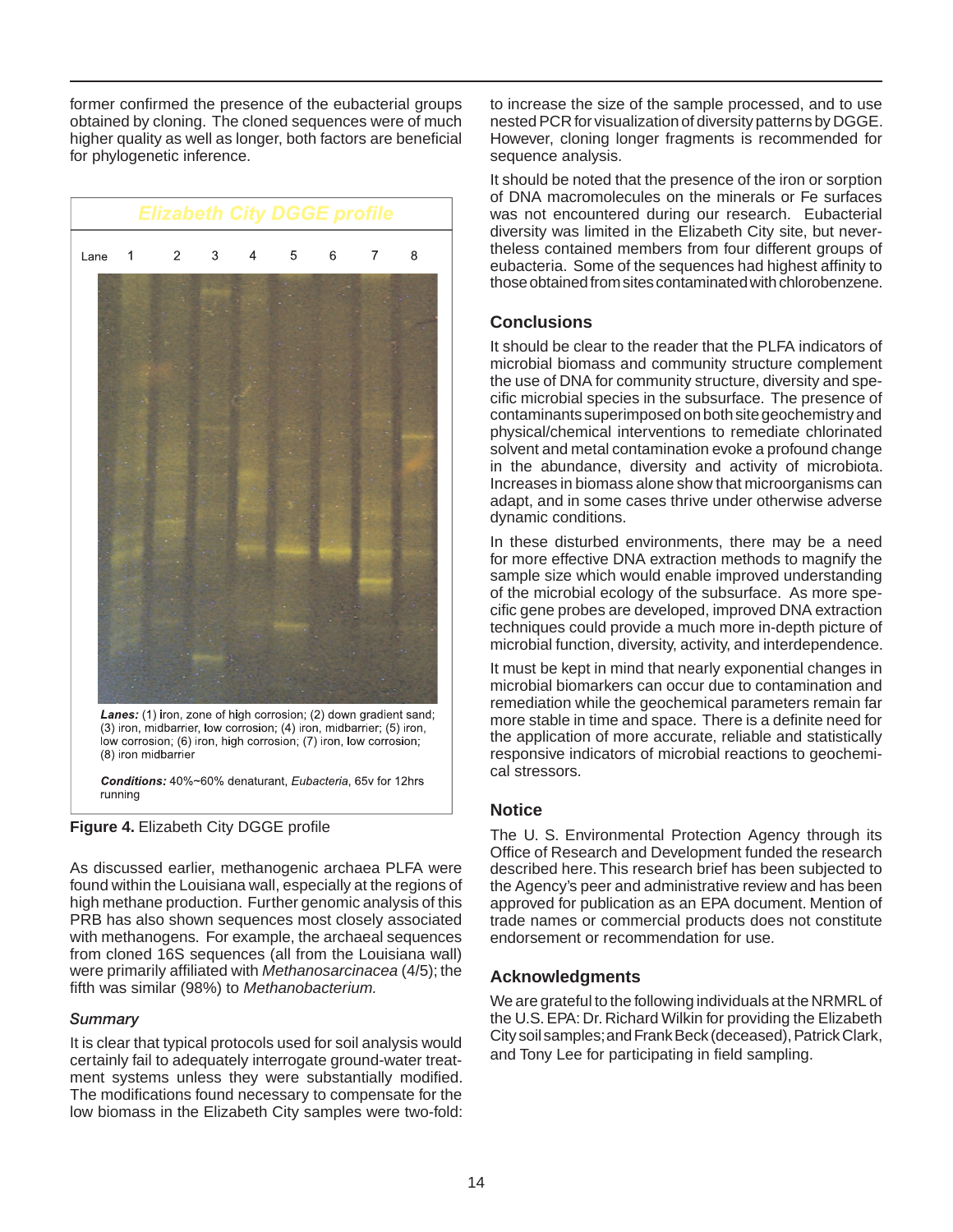former confirmed the presence of the eubacterial groups obtained by cloning. The cloned sequences were of much higher quality as well as longer, both factors are beneficial for phylogenetic inference.

Elizabeth City DGGE profile

Lane 1 2 3 4 5 6 7 8

***Lanes:*** (1) iron, zone of high corrosion; (2) down gradient sand; (3) iron, midbarrier, low corrosion; (4) iron, midbarrier; (5) iron, low corrosion; (6) iron, high corrosion; (7) iron, low corrosion; (8) iron midbarrier

***Conditions:*** 40%~60% denaturant, *Eubacteria*, 65v for 12hrs running

**Figure 4.** Elizabeth City DGGE profile

As discussed earlier, methanogenic archaea PLFA were found within the Louisiana wall, especially at the regions of high methane production. Further genomic analysis of this PRB has also shown sequences most closely associated with methanogens. For example, the archaeal sequences from cloned 16S sequences (all from the Louisiana wall) were primarily affiliated with *Methanosarcinacea* (4/5); the fifth was similar (98%) to *Methanobacterium.*

### *Summary*

It is clear that typical protocols used for soil analysis would certainly fail to adequately interrogate ground-water treatment systems unless they were substantially modified. The modifications found necessary to compensate for the low biomass in the Elizabeth City samples were two-fold: to increase the size of the sample processed, and to use nested PCR for visualization of diversity patterns by DGGE. However, cloning longer fragments is recommended for sequence analysis.

It should be noted that the presence of the iron or sorption of DNA macromolecules on the minerals or Fe surfaces was not encountered during our research. Eubacterial diversity was limited in the Elizabeth City site, but nevertheless contained members from four different groups of eubacteria. Some of the sequences had highest affinity to those obtained from sites contaminated with chlorobenzene.

## Conclusions

It should be clear to the reader that the PLFA indicators of microbial biomass and community structure complement the use of DNA for community structure, diversity and specific microbial species in the subsurface. The presence of contaminants superimposed on both site geochemistry and physical/chemical interventions to remediate chlorinated solvent and metal contamination evoke a profound change in the abundance, diversity and activity of microbiota. Increases in biomass alone show that microorganisms can adapt, and in some cases thrive under otherwise adverse dynamic conditions.

In these disturbed environments, there may be a need for more effective DNA extraction methods to magnify the sample size which would enable improved understanding of the microbial ecology of the subsurface. As more specific gene probes are developed, improved DNA extraction techniques could provide a much more in-depth picture of microbial function, diversity, activity, and interdependence.

It must be kept in mind that nearly exponential changes in microbial biomarkers can occur due to contamination and remediation while the geochemical parameters remain far more stable in time and space. There is a definite need for the application of more accurate, reliable and statistically responsive indicators of microbial reactions to geochemical stressors.

## Notice

The U. S. Environmental Protection Agency through its Office of Research and Development funded the research described here. This research brief has been subjected to the Agency's peer and administrative review and has been approved for publication as an EPA document. Mention of trade names or commercial products does not constitute endorsement or recommendation for use.

## Acknowledgments

We are grateful to the following individuals at the NRMRL of the U.S. EPA: Dr. Richard Wilkin for providing the Elizabeth City soil samples; and Frank Beck (deceased), Patrick Clark, and Tony Lee for participating in field sampling.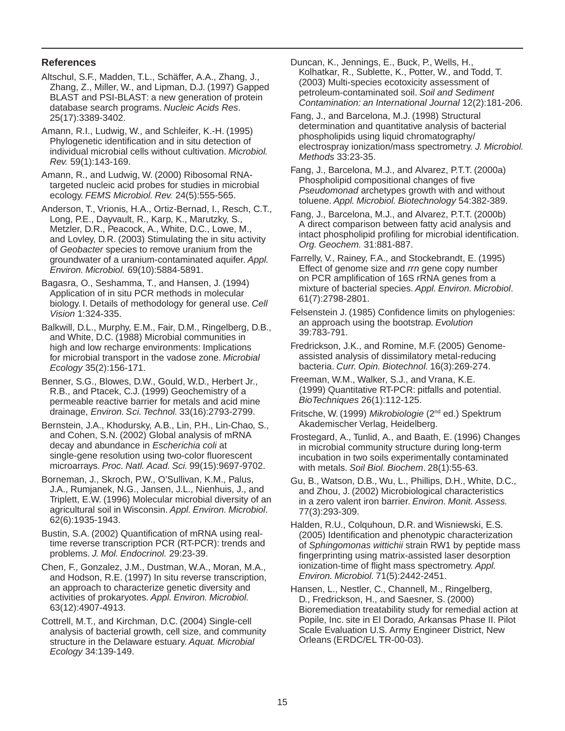## References

Altschul, S.F., Madden, T.L., Schäffer, A.A., Zhang, J., Zhang, Z., Miller, W., and Lipman, D.J. (1997) Gapped BLAST and PSI-BLAST: a new generation of protein database search programs. *Nucleic Acids Res*. 25(17):3389-3402.

Amann, R.I., Ludwig, W., and Schleifer, K.-H. (1995) Phylogenetic identification and in situ detection of individual microbial cells without cultivation. *Microbiol. Rev.* 59(1):143-169.

Amann, R., and Ludwig, W. (2000) Ribosomal RNA-targeted nucleic acid probes for studies in microbial ecology. *FEMS Microbiol. Rev.* 24(5):555-565.

Anderson, T., Vrionis, H.A., Ortiz-Bernad, I., Resch, C.T., Long, P.E., Dayvault, R., Karp, K., Marutzky, S., Metzler, D.R., Peacock, A., White, D.C., Lowe, M., and Lovley, D.R. (2003) Stimulating the in situ activity of *Geobacter* species to remove uranium from the groundwater of a uranium-contaminated aquifer. *Appl. Environ. Microbiol.* 69(10):5884-5891.

Bagasra, O., Seshamma, T., and Hansen, J. (1994) Application of in situ PCR methods in molecular biology. I. Details of methodology for general use. *Cell Vision* 1:324-335.

Balkwill, D.L., Murphy, E.M., Fair, D.M., Ringelberg, D.B., and White, D.C. (1988) Microbial communities in high and low recharge environments: Implications for microbial transport in the vadose zone. *Microbial Ecology* 35(2):156-171.

Benner, S.G., Blowes, D.W., Gould, W.D., Herbert Jr., R.B., and Ptacek, C.J. (1999) Geochemistry of a permeable reactive barrier for metals and acid mine drainage, *Environ. Sci. Technol.* 33(16):2793-2799.

Bernstein, J.A., Khodursky, A.B., Lin, P.H., Lin-Chao, S., and Cohen, S.N. (2002) Global analysis of mRNA decay and abundance in *Escherichia coli* at single-gene resolution using two-color fluorescent microarrays. *Proc. Natl. Acad. Sci.* 99(15):9697-9702.

Borneman, J., Skroch, P.W., O'Sullivan, K.M., Palus, J.A., Rumjanek, N.G., Jansen, J.L., Nienhuis, J., and Triplett, E.W. (1996) Molecular microbial diversity of an agricultural soil in Wisconsin. *Appl. Environ. Microbiol*. 62(6):1935-1943.

Bustin, S.A. (2002) Quantification of mRNA using real-time reverse transcription PCR (RT-PCR): trends and problems. *J. Mol. Endocrinol.* 29:23-39.

Chen, F., Gonzalez, J.M., Dustman, W.A., Moran, M.A., and Hodson, R.E. (1997) In situ reverse transcription, an approach to characterize genetic diversity and activities of prokaryotes. *Appl. Environ. Microbiol.* 63(12):4907-4913.

Cottrell, M.T., and Kirchman, D.C. (2004) Single-cell analysis of bacterial growth, cell size, and community structure in the Delaware estuary. *Aquat. Microbial Ecology* 34:139-149.

Duncan, K., Jennings, E., Buck, P., Wells, H., Kolhatkar, R., Sublette, K., Potter, W., and Todd, T. (2003) Multi-species ecotoxicity assessment of petroleum-contaminated soil. *Soil and Sediment Contamination: an International Journal* 12(2):181-206.

Fang, J., and Barcelona, M.J. (1998) Structural determination and quantitative analysis of bacterial phospholipids using liquid chromatography/electrospray ionization/mass spectrometry. *J. Microbiol. Methods* 33:23-35.

Fang, J., Barcelona, M.J., and Alvarez, P.T.T. (2000a) Phospholipid compositional changes of five *Pseudomonad* archetypes growth with and without toluene. *Appl. Microbiol. Biotechnology* 54:382-389.

Fang, J., Barcelona, M.J., and Alvarez, P.T.T. (2000b) A direct comparison between fatty acid analysis and intact phospholipid profiling for microbial identification. *Org. Geochem.* 31:881-887.

Farrelly, V., Rainey, F.A., and Stockebrandt, E. (1995) Effect of genome size and *rrn* gene copy number on PCR amplification of 16S rRNA genes from a mixture of bacterial species. *Appl. Environ. Microbiol*. 61(7):2798-2801.

Felsenstein J. (1985) Confidence limits on phylogenies: an approach using the bootstrap. *Evolution* 39:783-791.

Fredrickson, J.K., and Romine, M.F. (2005) Genome-assisted analysis of dissimilatory metal-reducing bacteria. *Curr. Opin. Biotechnol.* 16(3):269-274.

Freeman, W.M., Walker, S.J., and Vrana, K.E. (1999) Quantitative RT-PCR: pitfalls and potential. *BioTechniques* 26(1):112-125.

Fritsche, W. (1999) *Mikrobiologie* (2nd ed.) Spektrum Akademischer Verlag, Heidelberg.

Frostegard, A., Tunlid, A., and Baath, E. (1996) Changes in microbial community structure during long-term incubation in two soils experimentally contaminated with metals. *Soil Biol. Biochem*. 28(1):55-63.

Gu, B., Watson, D.B., Wu, L., Phillips, D.H., White, D.C., and Zhou, J. (2002) Microbiological characteristics in a zero valent iron barrier. *Environ. Monit. Assess.* 77(3):293-309.

Halden, R.U., Colquhoun, D.R. and Wisniewski, E.S. (2005) Identification and phenotypic characterization of *Sphingomonas wittichii* strain RW1 by peptide mass fingerprinting using matrix-assisted laser desorption ionization-time of flight mass spectrometry. *Appl. Environ. Microbiol.* 71(5):2442-2451.

Hansen, L., Nestler, C., Channell, M., Ringelberg, D., Fredrickson, H., and Saesner, S. (2000) Bioremediation treatability study for remedial action at Popile, Inc. site in El Dorado, Arkansas Phase II. Pilot Scale Evaluation U.S. Army Engineer District, New Orleans (ERDC/EL TR-00-03).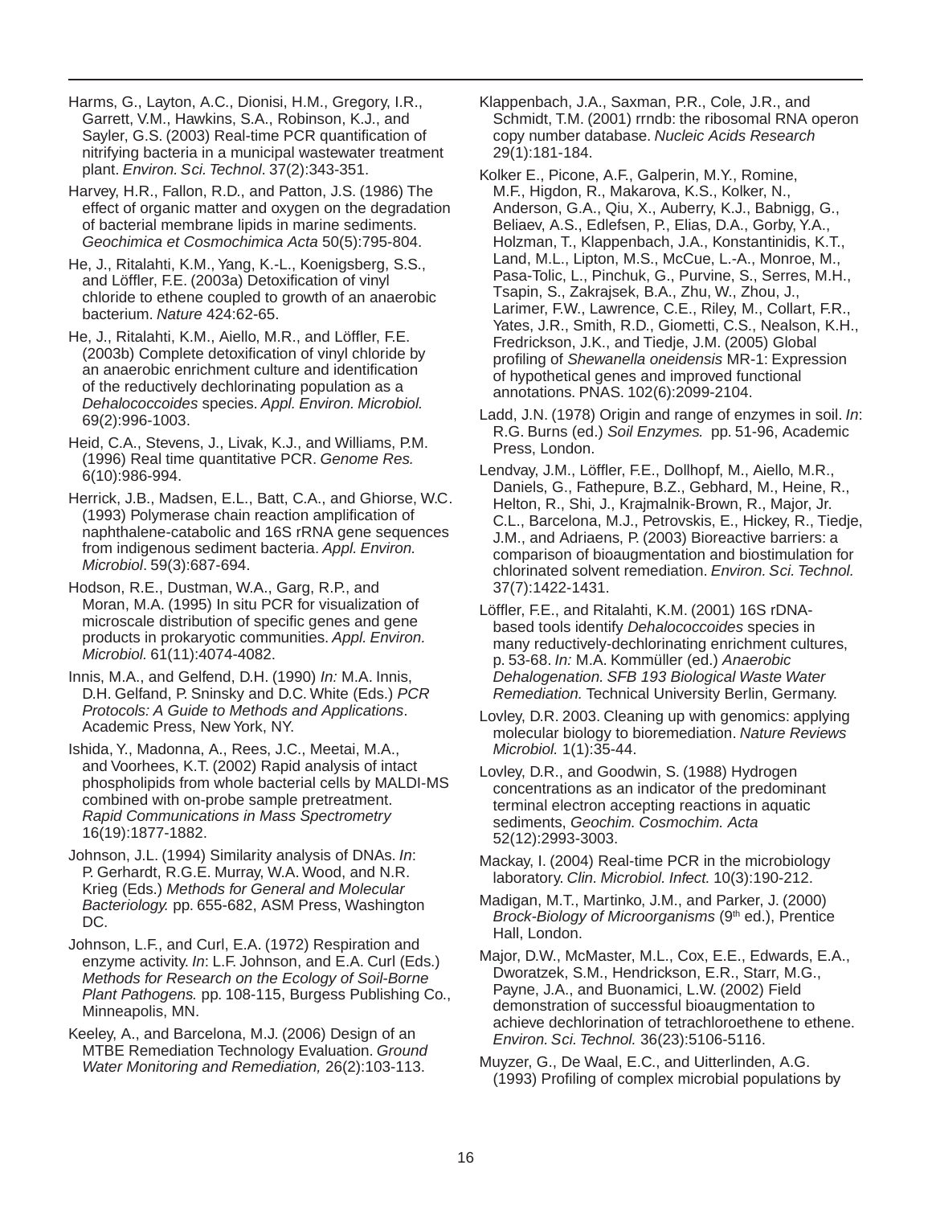Harms, G., Layton, A.C., Dionisi, H.M., Gregory, I.R., Garrett, V.M., Hawkins, S.A., Robinson, K.J., and Sayler, G.S. (2003) Real-time PCR quantification of nitrifying bacteria in a municipal wastewater treatment plant. *Environ. Sci. Technol*. 37(2):343-351.

Harvey, H.R., Fallon, R.D., and Patton, J.S. (1986) The effect of organic matter and oxygen on the degradation of bacterial membrane lipids in marine sediments. *Geochimica et Cosmochimica Acta* 50(5):795-804.

He, J., Ritalahti, K.M., Yang, K.-L., Koenigsberg, S.S., and Löffler, F.E. (2003a) Detoxification of vinyl chloride to ethene coupled to growth of an anaerobic bacterium. *Nature* 424:62-65.

He, J., Ritalahti, K.M., Aiello, M.R., and Löffler, F.E. (2003b) Complete detoxification of vinyl chloride by an anaerobic enrichment culture and identification of the reductively dechlorinating population as a *Dehalococcoides* species. *Appl. Environ. Microbiol.* 69(2):996-1003.

Heid, C.A., Stevens, J., Livak, K.J., and Williams, P.M. (1996) Real time quantitative PCR. *Genome Res.* 6(10):986-994.

Herrick, J.B., Madsen, E.L., Batt, C.A., and Ghiorse, W.C. (1993) Polymerase chain reaction amplification of naphthalene-catabolic and 16S rRNA gene sequences from indigenous sediment bacteria. *Appl. Environ. Microbiol*. 59(3):687-694.

Hodson, R.E., Dustman, W.A., Garg, R.P., and Moran, M.A. (1995) In situ PCR for visualization of microscale distribution of specific genes and gene products in prokaryotic communities. *Appl. Environ. Microbiol.* 61(11):4074-4082.

Innis, M.A., and Gelfend, D.H. (1990) *In:* M.A. Innis, D.H. Gelfand, P. Sninsky and D.C. White (Eds.) *PCR Protocols: A Guide to Methods and Applications*. Academic Press, New York, NY.

Ishida, Y., Madonna, A., Rees, J.C., Meetai, M.A., and Voorhees, K.T. (2002) Rapid analysis of intact phospholipids from whole bacterial cells by MALDI-MS combined with on-probe sample pretreatment. *Rapid Communications in Mass Spectrometry* 16(19):1877-1882.

Johnson, J.L. (1994) Similarity analysis of DNAs. *In*: P. Gerhardt, R.G.E. Murray, W.A. Wood, and N.R. Krieg (Eds.) *Methods for General and Molecular Bacteriology.* pp. 655-682, ASM Press, Washington DC.

Johnson, L.F., and Curl, E.A. (1972) Respiration and enzyme activity. *In*: L.F. Johnson, and E.A. Curl (Eds.) *Methods for Research on the Ecology of Soil-Borne Plant Pathogens.* pp. 108-115, Burgess Publishing Co., Minneapolis, MN.

Keeley, A., and Barcelona, M.J. (2006) Design of an MTBE Remediation Technology Evaluation. *Ground Water Monitoring and Remediation,* 26(2):103-113.

Klappenbach, J.A., Saxman, P.R., Cole, J.R., and Schmidt, T.M. (2001) rrndb: the ribosomal RNA operon copy number database. *Nucleic Acids Research* 29(1):181-184.

Kolker E., Picone, A.F., Galperin, M.Y., Romine, M.F., Higdon, R., Makarova, K.S., Kolker, N., Anderson, G.A., Qiu, X., Auberry, K.J., Babnigg, G., Beliaev, A.S., Edlefsen, P., Elias, D.A., Gorby, Y.A., Holzman, T., Klappenbach, J.A., Konstantinidis, K.T., Land, M.L., Lipton, M.S., McCue, L.-A., Monroe, M., Pasa-Tolic, L., Pinchuk, G., Purvine, S., Serres, M.H., Tsapin, S., Zakrajsek, B.A., Zhu, W., Zhou, J., Larimer, F.W., Lawrence, C.E., Riley, M., Collart, F.R., Yates, J.R., Smith, R.D., Giometti, C.S., Nealson, K.H., Fredrickson, J.K., and Tiedje, J.M. (2005) Global profiling of *Shewanella oneidensis* MR-1: Expression of hypothetical genes and improved functional annotations. PNAS. 102(6):2099-2104.

Ladd, J.N. (1978) Origin and range of enzymes in soil. *In*: R.G. Burns (ed.) *Soil Enzymes.* pp. 51-96, Academic Press, London.

Lendvay, J.M., Löffler, F.E., Dollhopf, M., Aiello, M.R., Daniels, G., Fathepure, B.Z., Gebhard, M., Heine, R., Helton, R., Shi, J., Krajmalnik-Brown, R., Major, Jr. C.L., Barcelona, M.J., Petrovskis, E., Hickey, R., Tiedje, J.M., and Adriaens, P. (2003) Bioreactive barriers: a comparison of bioaugmentation and biostimulation for chlorinated solvent remediation. *Environ. Sci. Technol.* 37(7):1422-1431.

Löffler, F.E., and Ritalahti, K.M. (2001) 16S rDNA-based tools identify *Dehalococcoides* species in many reductively-dechlorinating enrichment cultures, p. 53-68. *In:* M.A. Kommüller (ed.) *Anaerobic Dehalogenation. SFB 193 Biological Waste Water Remediation.* Technical University Berlin, Germany.

Lovley, D.R. 2003. Cleaning up with genomics: applying molecular biology to bioremediation. *Nature Reviews Microbiol.* 1(1):35-44.

Lovley, D.R., and Goodwin, S. (1988) Hydrogen concentrations as an indicator of the predominant terminal electron accepting reactions in aquatic sediments, *Geochim. Cosmochim. Acta* 52(12):2993-3003.

Mackay, I. (2004) Real-time PCR in the microbiology laboratory. *Clin. Microbiol. Infect.* 10(3):190-212.

Madigan, M.T., Martinko, J.M., and Parker, J. (2000) *Brock-Biology of Microorganisms* (9th ed.), Prentice Hall, London.

Major, D.W., McMaster, M.L., Cox, E.E., Edwards, E.A., Dworatzek, S.M., Hendrickson, E.R., Starr, M.G., Payne, J.A., and Buonamici, L.W. (2002) Field demonstration of successful bioaugmentation to achieve dechlorination of tetrachloroethene to ethene. *Environ. Sci. Technol.* 36(23):5106-5116.

Muyzer, G., De Waal, E.C., and Uitterlinden, A.G. (1993) Profiling of complex microbial populations by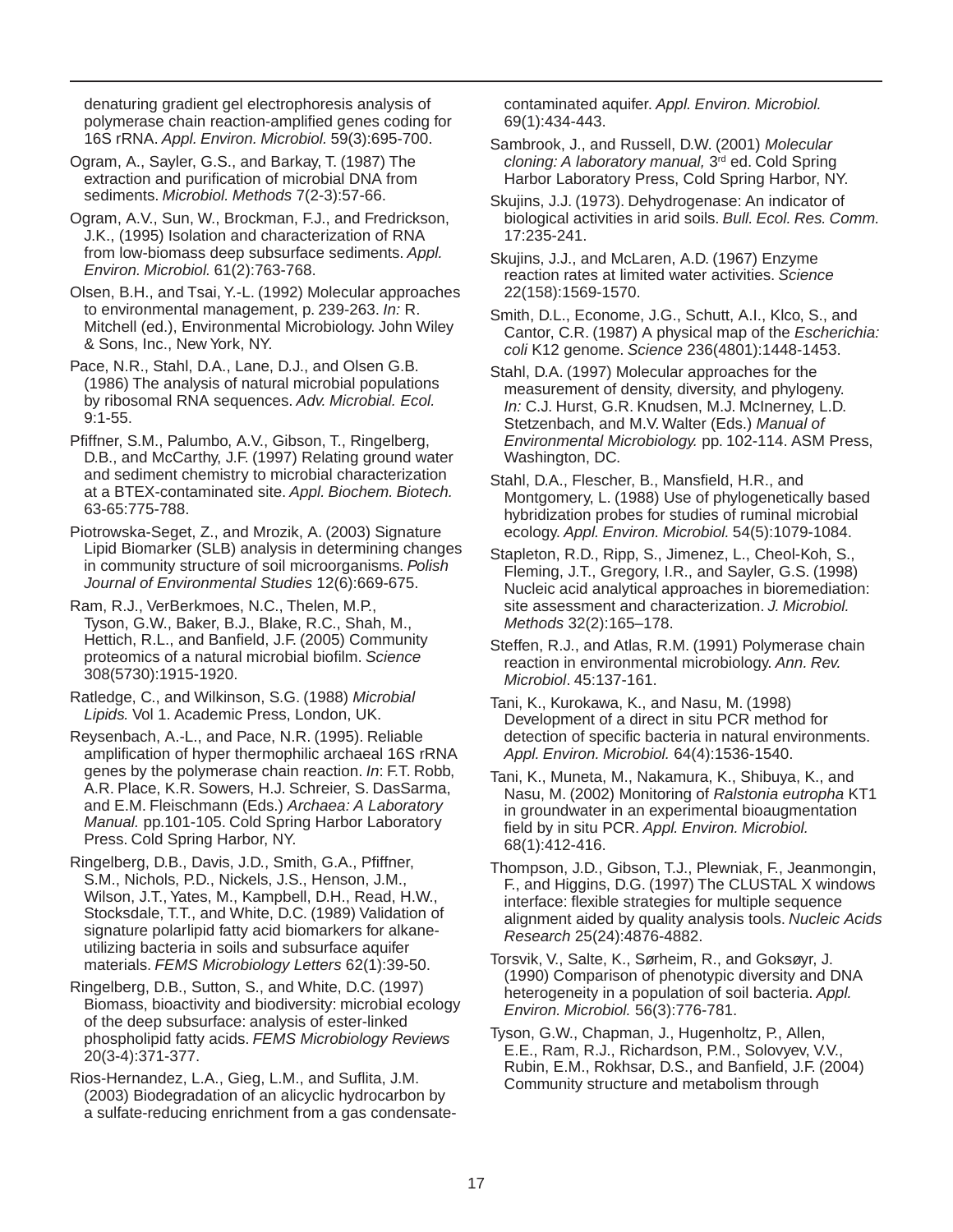denaturing gradient gel electrophoresis analysis of polymerase chain reaction-amplified genes coding for 16S rRNA. *Appl. Environ. Microbiol.* 59(3):695-700.

Ogram, A., Sayler, G.S., and Barkay, T. (1987) The extraction and purification of microbial DNA from sediments. *Microbiol. Methods* 7(2-3):57-66.

Ogram, A.V., Sun, W., Brockman, F.J., and Fredrickson, J.K., (1995) Isolation and characterization of RNA from low-biomass deep subsurface sediments. *Appl. Environ. Microbiol.* 61(2):763-768.

Olsen, B.H., and Tsai, Y.-L. (1992) Molecular approaches to environmental management, p. 239-263. *In:* R. Mitchell (ed.), Environmental Microbiology. John Wiley & Sons, Inc., New York, NY.

Pace, N.R., Stahl, D.A., Lane, D.J., and Olsen G.B. (1986) The analysis of natural microbial populations by ribosomal RNA sequences. *Adv. Microbial. Ecol.* 9:1-55.

Pfiffner, S.M., Palumbo, A.V., Gibson, T., Ringelberg, D.B., and McCarthy, J.F. (1997) Relating ground water and sediment chemistry to microbial characterization at a BTEX-contaminated site. *Appl. Biochem. Biotech.* 63-65:775-788.

Piotrowska-Seget, Z., and Mrozik, A. (2003) Signature Lipid Biomarker (SLB) analysis in determining changes in community structure of soil microorganisms. *Polish Journal of Environmental Studies* 12(6):669-675.

Ram, R.J., VerBerkmoes, N.C., Thelen, M.P., Tyson, G.W., Baker, B.J., Blake, R.C., Shah, M., Hettich, R.L., and Banfield, J.F. (2005) Community proteomics of a natural microbial biofilm. *Science* 308(5730):1915-1920.

Ratledge, C., and Wilkinson, S.G. (1988) *Microbial Lipids.* Vol 1. Academic Press, London, UK.

Reysenbach, A.-L., and Pace, N.R. (1995). Reliable amplification of hyper thermophilic archaeal 16S rRNA genes by the polymerase chain reaction. *In*: F.T. Robb, A.R. Place, K.R. Sowers, H.J. Schreier, S. DasSarma, and E.M. Fleischmann (Eds.) *Archaea: A Laboratory Manual.* pp.101-105. Cold Spring Harbor Laboratory Press. Cold Spring Harbor, NY.

Ringelberg, D.B., Davis, J.D., Smith, G.A., Pfiffner, S.M., Nichols, P.D., Nickels, J.S., Henson, J.M., Wilson, J.T., Yates, M., Kampbell, D.H., Read, H.W., Stocksdale, T.T., and White, D.C. (1989) Validation of signature polarlipid fatty acid biomarkers for alkane-utilizing bacteria in soils and subsurface aquifer materials. *FEMS Microbiology Letters* 62(1):39-50.

Ringelberg, D.B., Sutton, S., and White, D.C. (1997) Biomass, bioactivity and biodiversity: microbial ecology of the deep subsurface: analysis of ester-linked phospholipid fatty acids. *FEMS Microbiology Reviews* 20(3-4):371-377.

Rios-Hernandez, L.A., Gieg, L.M., and Suflita, J.M. (2003) Biodegradation of an alicyclic hydrocarbon by a sulfate-reducing enrichment from a gas condensate-contaminated aquifer. *Appl. Environ. Microbiol.* 69(1):434-443.

Sambrook, J., and Russell, D.W. (2001) *Molecular cloning: A laboratory manual,* 3rd ed. Cold Spring Harbor Laboratory Press, Cold Spring Harbor, NY.

Skujins, J.J. (1973). Dehydrogenase: An indicator of biological activities in arid soils. *Bull. Ecol. Res. Comm.* 17:235-241.

Skujins, J.J., and McLaren, A.D. (1967) Enzyme reaction rates at limited water activities. *Science* 22(158):1569-1570.

Smith, D.L., Econome, J.G., Schutt, A.I., Klco, S., and Cantor, C.R. (1987) A physical map of the *Escherichia: coli* K12 genome. *Science* 236(4801):1448-1453.

Stahl, D.A. (1997) Molecular approaches for the measurement of density, diversity, and phylogeny. *In:* C.J. Hurst, G.R. Knudsen, M.J. McInerney, L.D. Stetzenbach, and M.V. Walter (Eds.) *Manual of Environmental Microbiology.* pp. 102-114. ASM Press, Washington, DC.

Stahl, D.A., Flescher, B., Mansfield, H.R., and Montgomery, L. (1988) Use of phylogenetically based hybridization probes for studies of ruminal microbial ecology. *Appl. Environ. Microbiol.* 54(5):1079-1084.

Stapleton, R.D., Ripp, S., Jimenez, L., Cheol-Koh, S., Fleming, J.T., Gregory, I.R., and Sayler, G.S. (1998) Nucleic acid analytical approaches in bioremediation: site assessment and characterization. *J. Microbiol. Methods* 32(2):165–178.

Steffen, R.J., and Atlas, R.M. (1991) Polymerase chain reaction in environmental microbiology. *Ann. Rev. Microbiol*. 45:137-161.

Tani, K., Kurokawa, K., and Nasu, M. (1998) Development of a direct in situ PCR method for detection of specific bacteria in natural environments. *Appl. Environ. Microbiol.* 64(4):1536-1540.

Tani, K., Muneta, M., Nakamura, K., Shibuya, K., and Nasu, M. (2002) Monitoring of *Ralstonia eutropha* KT1 in groundwater in an experimental bioaugmentation field by in situ PCR. *Appl. Environ. Microbiol.* 68(1):412-416.

Thompson, J.D., Gibson, T.J., Plewniak, F., Jeanmongin, F., and Higgins, D.G. (1997) The CLUSTAL X windows interface: flexible strategies for multiple sequence alignment aided by quality analysis tools. *Nucleic Acids Research* 25(24):4876-4882.

Torsvik, V., Salte, K., Sørheim, R., and Goksøyr, J. (1990) Comparison of phenotypic diversity and DNA heterogeneity in a population of soil bacteria. *Appl. Environ. Microbiol.* 56(3):776-781.

Tyson, G.W., Chapman, J., Hugenholtz, P., Allen, E.E., Ram, R.J., Richardson, P.M., Solovyev, V.V., Rubin, E.M., Rokhsar, D.S., and Banfield, J.F. (2004) Community structure and metabolism through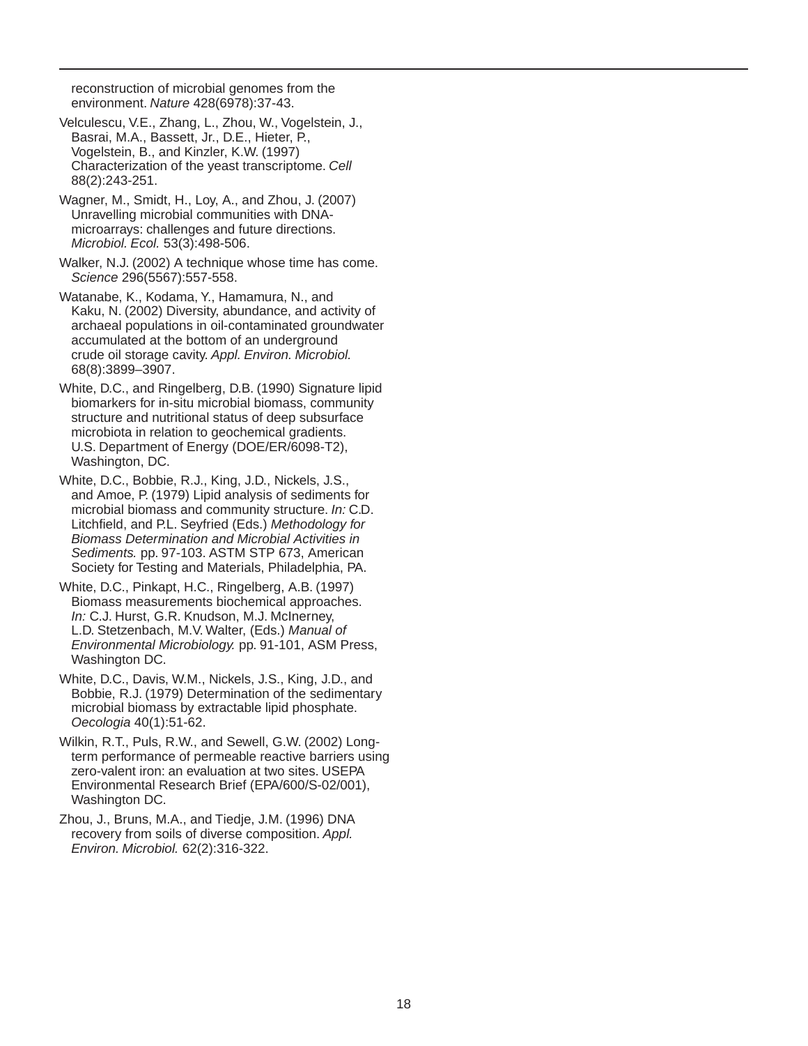reconstruction of microbial genomes from the environment. *Nature* 428(6978):37-43.

Velculescu, V.E., Zhang, L., Zhou, W., Vogelstein, J., Basrai, M.A., Bassett, Jr., D.E., Hieter, P., Vogelstein, B., and Kinzler, K.W. (1997) Characterization of the yeast transcriptome. *Cell* 88(2):243-251.

Wagner, M., Smidt, H., Loy, A., and Zhou, J. (2007) Unravelling microbial communities with DNA-microarrays: challenges and future directions. *Microbiol. Ecol.* 53(3):498-506.

Walker, N.J. (2002) A technique whose time has come. *Science* 296(5567):557-558.

Watanabe, K., Kodama, Y., Hamamura, N., and Kaku, N. (2002) Diversity, abundance, and activity of archaeal populations in oil-contaminated groundwater accumulated at the bottom of an underground crude oil storage cavity. *Appl. Environ. Microbiol.* 68(8):3899–3907.

White, D.C., and Ringelberg, D.B. (1990) Signature lipid biomarkers for in-situ microbial biomass, community structure and nutritional status of deep subsurface microbiota in relation to geochemical gradients. U.S. Department of Energy (DOE/ER/6098-T2), Washington, DC.

White, D.C., Bobbie, R.J., King, J.D., Nickels, J.S., and Amoe, P. (1979) Lipid analysis of sediments for microbial biomass and community structure. *In:* C.D. Litchfield, and P.L. Seyfried (Eds.) *Methodology for Biomass Determination and Microbial Activities in Sediments.* pp. 97-103. ASTM STP 673, American Society for Testing and Materials, Philadelphia, PA.

White, D.C., Pinkapt, H.C., Ringelberg, A.B. (1997) Biomass measurements biochemical approaches. *In:* C.J. Hurst, G.R. Knudson, M.J. McInerney, L.D. Stetzenbach, M.V. Walter, (Eds.) *Manual of Environmental Microbiology.* pp. 91-101, ASM Press, Washington DC.

White, D.C., Davis, W.M., Nickels, J.S., King, J.D., and Bobbie, R.J. (1979) Determination of the sedimentary microbial biomass by extractable lipid phosphate. *Oecologia* 40(1):51-62.

Wilkin, R.T., Puls, R.W., and Sewell, G.W. (2002) Long-term performance of permeable reactive barriers using zero-valent iron: an evaluation at two sites. USEPA Environmental Research Brief (EPA/600/S-02/001), Washington DC.

Zhou, J., Bruns, M.A., and Tiedje, J.M. (1996) DNA recovery from soils of diverse composition. *Appl. Environ. Microbiol.* 62(2):316-322.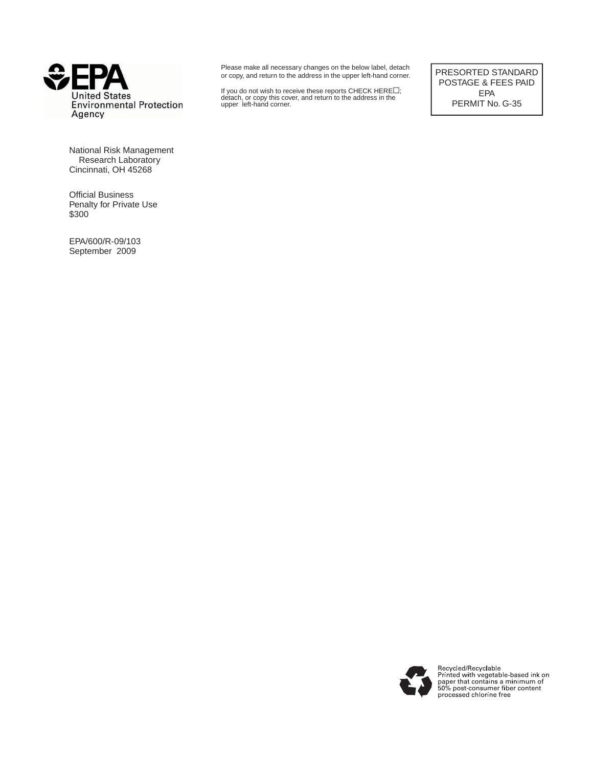United States
Environmental Protection
Agency

Please make all necessary changes on the below label, detach or copy, and return to the address in the upper left-hand corner.

If you do not wish to receive these reports CHECK HERE☐; detach, or copy this cover, and return to the address in the upper left-hand corner.

PRESORTED STANDARD
POSTAGE & FEES PAID
EPA
PERMIT No. G-35

National Risk Management
Research Laboratory
Cincinnati, OH 45268

Official Business
Penalty for Private Use
$300

EPA/600/R-09/103
September 2009

Recycled/Recyclable
Printed with vegetable-based ink on paper that contains a minimum of 50% post-consumer fiber content processed chlorine free